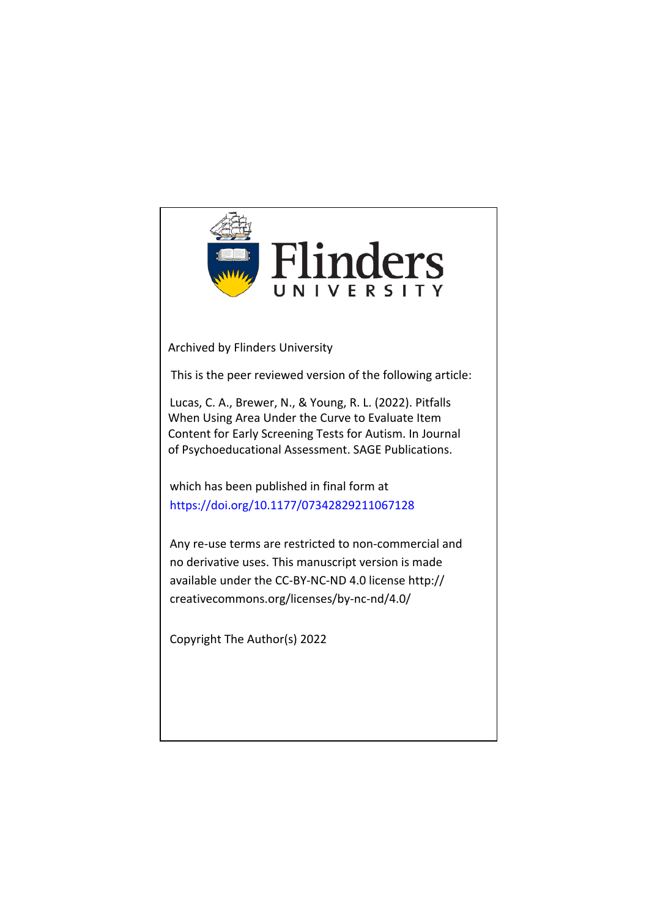Flinders UNIVERSITY

Archived by Flinders University

This is the peer reviewed version of the following article:

Lucas, C. A., Brewer, N., & Young, R. L. (2022). Pitfalls When Using Area Under the Curve to Evaluate Item Content for Early Screening Tests for Autism. In Journal of Psychoeducational Assessment. SAGE Publications.

which has been published in final form at
https://doi.org/10.1177/07342829211067128

Any re-use terms are restricted to non-commercial and no derivative uses. This manuscript version is made available under the CC-BY-NC-ND 4.0 license http://creativecommons.org/licenses/by-nc-nd/4.0/

Copyright The Author(s) 2022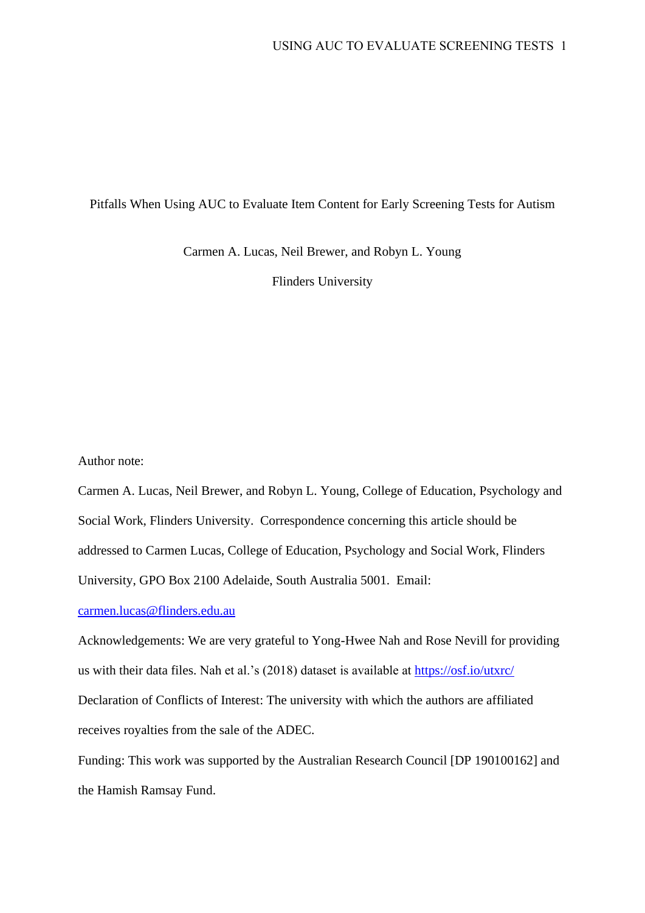# Pitfalls When Using AUC to Evaluate Item Content for Early Screening Tests for Autism

Carmen A. Lucas, Neil Brewer, and Robyn L. Young

Flinders University

Author note:

Carmen A. Lucas, Neil Brewer, and Robyn L. Young, College of Education, Psychology and Social Work, Flinders University. Correspondence concerning this article should be addressed to Carmen Lucas, College of Education, Psychology and Social Work, Flinders University, GPO Box 2100 Adelaide, South Australia 5001. Email: carmen.lucas@flinders.edu.au

Acknowledgements: We are very grateful to Yong-Hwee Nah and Rose Nevill for providing us with their data files. Nah et al.'s (2018) dataset is available at https://osf.io/utxrc/

Declaration of Conflicts of Interest: The university with which the authors are affiliated receives royalties from the sale of the ADEC.

Funding: This work was supported by the Australian Research Council [DP 190100162] and the Hamish Ramsay Fund.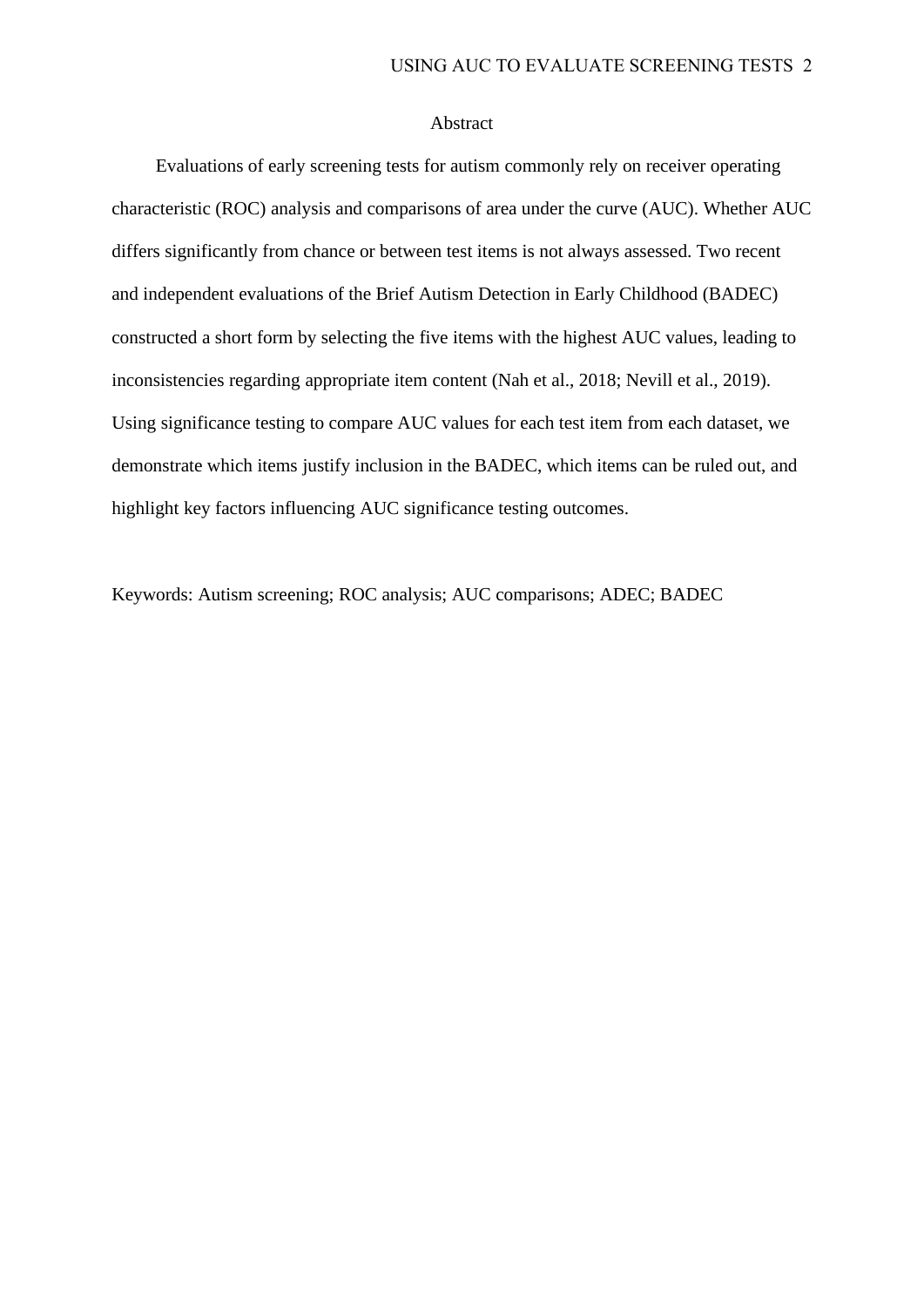# Abstract

Evaluations of early screening tests for autism commonly rely on receiver operating characteristic (ROC) analysis and comparisons of area under the curve (AUC). Whether AUC differs significantly from chance or between test items is not always assessed. Two recent and independent evaluations of the Brief Autism Detection in Early Childhood (BADEC) constructed a short form by selecting the five items with the highest AUC values, leading to inconsistencies regarding appropriate item content (Nah et al., 2018; Nevill et al., 2019). Using significance testing to compare AUC values for each test item from each dataset, we demonstrate which items justify inclusion in the BADEC, which items can be ruled out, and highlight key factors influencing AUC significance testing outcomes.

Keywords: Autism screening; ROC analysis; AUC comparisons; ADEC; BADEC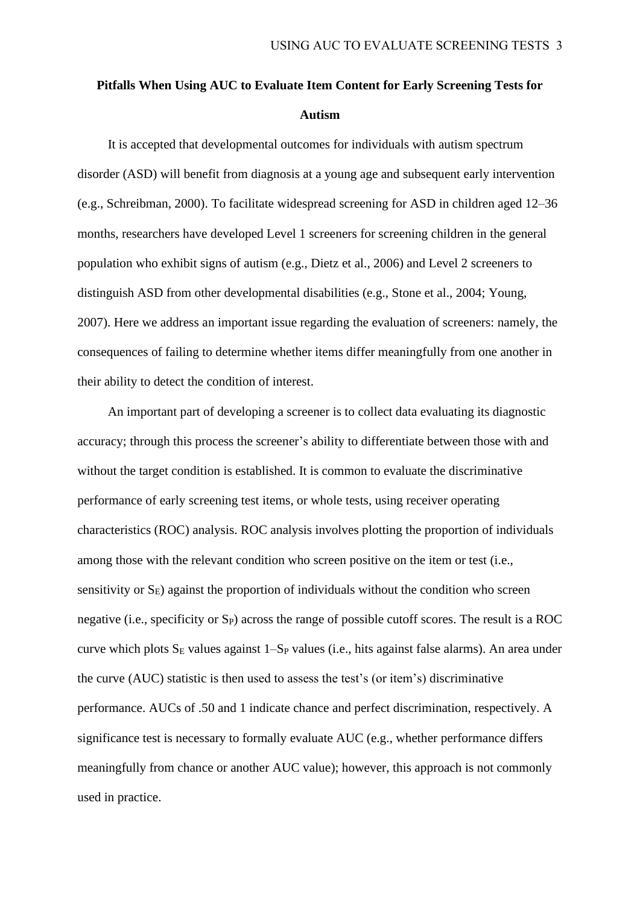# Pitfalls When Using AUC to Evaluate Item Content for Early Screening Tests for Autism

It is accepted that developmental outcomes for individuals with autism spectrum disorder (ASD) will benefit from diagnosis at a young age and subsequent early intervention (e.g., Schreibman, 2000). To facilitate widespread screening for ASD in children aged 12–36 months, researchers have developed Level 1 screeners for screening children in the general population who exhibit signs of autism (e.g., Dietz et al., 2006) and Level 2 screeners to distinguish ASD from other developmental disabilities (e.g., Stone et al., 2004; Young, 2007). Here we address an important issue regarding the evaluation of screeners: namely, the consequences of failing to determine whether items differ meaningfully from one another in their ability to detect the condition of interest.

An important part of developing a screener is to collect data evaluating its diagnostic accuracy; through this process the screener's ability to differentiate between those with and without the target condition is established. It is common to evaluate the discriminative performance of early screening test items, or whole tests, using receiver operating characteristics (ROC) analysis. ROC analysis involves plotting the proportion of individuals among those with the relevant condition who screen positive on the item or test (i.e., sensitivity or $S_E$) against the proportion of individuals without the condition who screen negative (i.e., specificity or $S_P$) across the range of possible cutoff scores. The result is a ROC curve which plots $S_E$ values against $1–S_P$ values (i.e., hits against false alarms). An area under the curve (AUC) statistic is then used to assess the test's (or item's) discriminative performance. AUCs of .50 and 1 indicate chance and perfect discrimination, respectively. A significance test is necessary to formally evaluate AUC (e.g., whether performance differs meaningfully from chance or another AUC value); however, this approach is not commonly used in practice.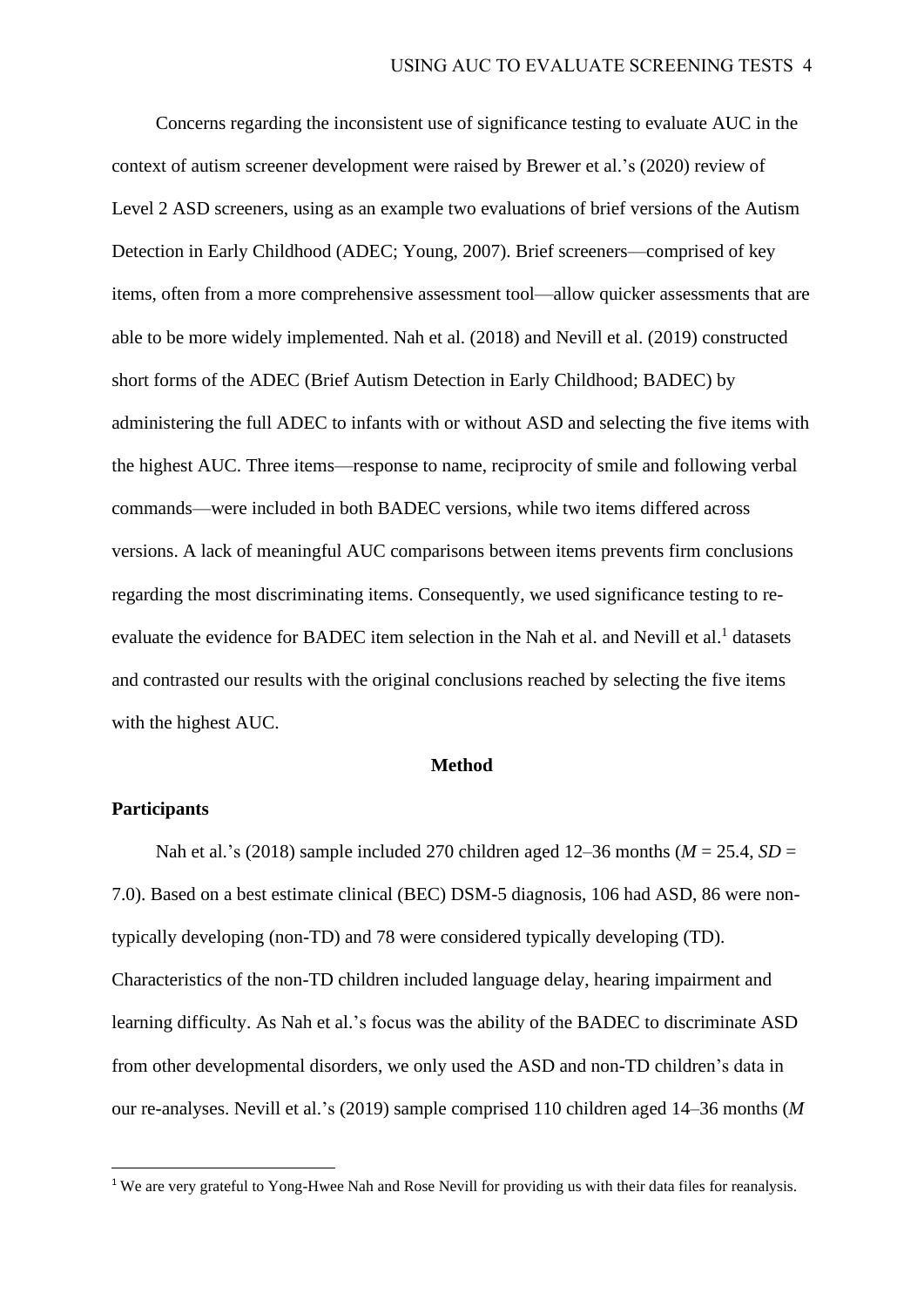Concerns regarding the inconsistent use of significance testing to evaluate AUC in the context of autism screener development were raised by Brewer et al.'s (2020) review of Level 2 ASD screeners, using as an example two evaluations of brief versions of the Autism Detection in Early Childhood (ADEC; Young, 2007). Brief screeners—comprised of key items, often from a more comprehensive assessment tool—allow quicker assessments that are able to be more widely implemented. Nah et al. (2018) and Nevill et al. (2019) constructed short forms of the ADEC (Brief Autism Detection in Early Childhood; BADEC) by administering the full ADEC to infants with or without ASD and selecting the five items with the highest AUC. Three items—response to name, reciprocity of smile and following verbal commands—were included in both BADEC versions, while two items differed across versions. A lack of meaningful AUC comparisons between items prevents firm conclusions regarding the most discriminating items. Consequently, we used significance testing to re-evaluate the evidence for BADEC item selection in the Nah et al. and Nevill et al.[1] datasets and contrasted our results with the original conclusions reached by selecting the five items with the highest AUC.

## Method

### Participants

Nah et al.'s (2018) sample included 270 children aged 12–36 months (*M* = 25.4, *SD* = 7.0). Based on a best estimate clinical (BEC) DSM-5 diagnosis, 106 had ASD, 86 were non-typically developing (non-TD) and 78 were considered typically developing (TD). Characteristics of the non-TD children included language delay, hearing impairment and learning difficulty. As Nah et al.'s focus was the ability of the BADEC to discriminate ASD from other developmental disorders, we only used the ASD and non-TD children's data in our re-analyses. Nevill et al.'s (2019) sample comprised 110 children aged 14–36 months (*M*

[1] We are very grateful to Yong-Hwee Nah and Rose Nevill for providing us with their data files for reanalysis.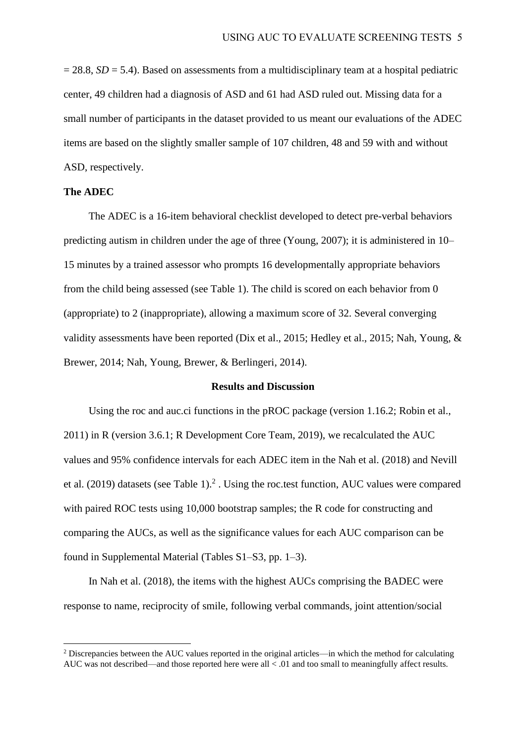= 28.8, *SD* = 5.4). Based on assessments from a multidisciplinary team at a hospital pediatric center, 49 children had a diagnosis of ASD and 61 had ASD ruled out. Missing data for a small number of participants in the dataset provided to us meant our evaluations of the ADEC items are based on the slightly smaller sample of 107 children, 48 and 59 with and without ASD, respectively.

**The ADEC**

The ADEC is a 16-item behavioral checklist developed to detect pre-verbal behaviors predicting autism in children under the age of three (Young, 2007); it is administered in 10–15 minutes by a trained assessor who prompts 16 developmentally appropriate behaviors from the child being assessed (see Table 1). The child is scored on each behavior from 0 (appropriate) to 2 (inappropriate), allowing a maximum score of 32. Several converging validity assessments have been reported (Dix et al., 2015; Hedley et al., 2015; Nah, Young, & Brewer, 2014; Nah, Young, Brewer, & Berlingeri, 2014).

## Results and Discussion

Using the roc and auc.ci functions in the pROC package (version 1.16.2; Robin et al., 2011) in R (version 3.6.1; R Development Core Team, 2019), we recalculated the AUC values and 95% confidence intervals for each ADEC item in the Nah et al. (2018) and Nevill et al. (2019) datasets (see Table 1).[2] . Using the roc.test function, AUC values were compared with paired ROC tests using 10,000 bootstrap samples; the R code for constructing and comparing the AUCs, as well as the significance values for each AUC comparison can be found in Supplemental Material (Tables S1–S3, pp. 1–3).

In Nah et al. (2018), the items with the highest AUCs comprising the BADEC were response to name, reciprocity of smile, following verbal commands, joint attention/social

[2] Discrepancies between the AUC values reported in the original articles—in which the method for calculating AUC was not described—and those reported here were all < .01 and too small to meaningfully affect results.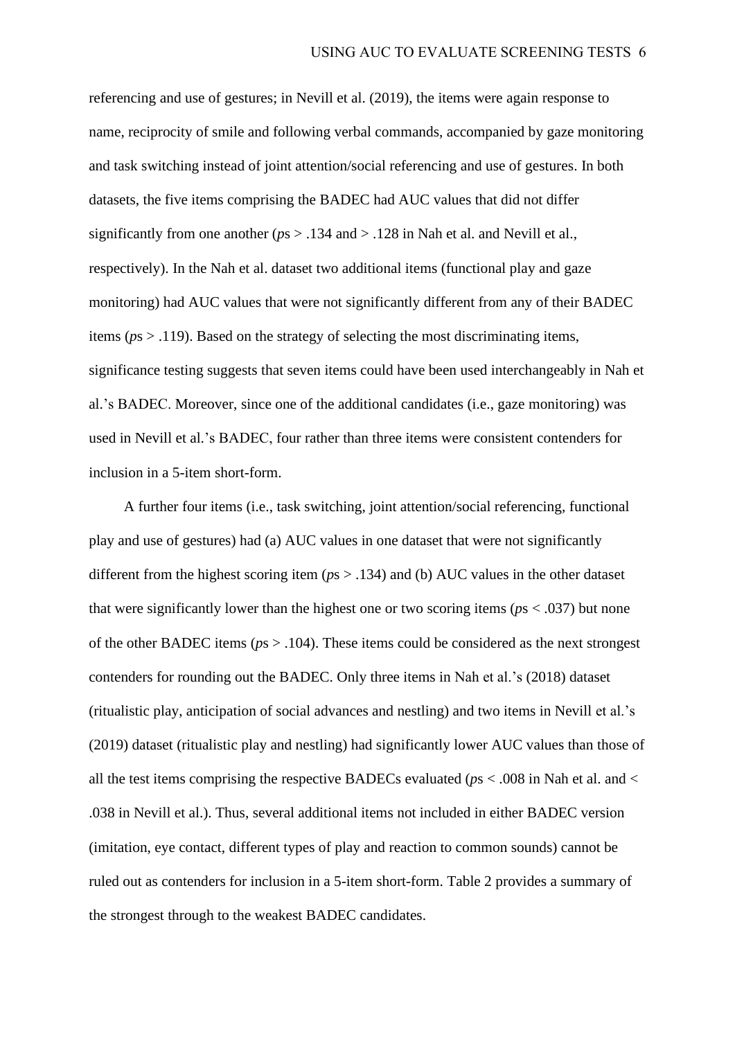referencing and use of gestures; in Nevill et al. (2019), the items were again response to name, reciprocity of smile and following verbal commands, accompanied by gaze monitoring and task switching instead of joint attention/social referencing and use of gestures. In both datasets, the five items comprising the BADEC had AUC values that did not differ significantly from one another (*p*s > .134 and > .128 in Nah et al. and Nevill et al., respectively). In the Nah et al. dataset two additional items (functional play and gaze monitoring) had AUC values that were not significantly different from any of their BADEC items (*p*s > .119). Based on the strategy of selecting the most discriminating items, significance testing suggests that seven items could have been used interchangeably in Nah et al.'s BADEC. Moreover, since one of the additional candidates (i.e., gaze monitoring) was used in Nevill et al.'s BADEC, four rather than three items were consistent contenders for inclusion in a 5-item short-form.

A further four items (i.e., task switching, joint attention/social referencing, functional play and use of gestures) had (a) AUC values in one dataset that were not significantly different from the highest scoring item (*p*s > .134) and (b) AUC values in the other dataset that were significantly lower than the highest one or two scoring items (*p*s < .037) but none of the other BADEC items (*p*s > .104). These items could be considered as the next strongest contenders for rounding out the BADEC. Only three items in Nah et al.'s (2018) dataset (ritualistic play, anticipation of social advances and nestling) and two items in Nevill et al.'s (2019) dataset (ritualistic play and nestling) had significantly lower AUC values than those of all the test items comprising the respective BADECs evaluated (*p*s < .008 in Nah et al. and < .038 in Nevill et al.). Thus, several additional items not included in either BADEC version (imitation, eye contact, different types of play and reaction to common sounds) cannot be ruled out as contenders for inclusion in a 5-item short-form. Table 2 provides a summary of the strongest through to the weakest BADEC candidates.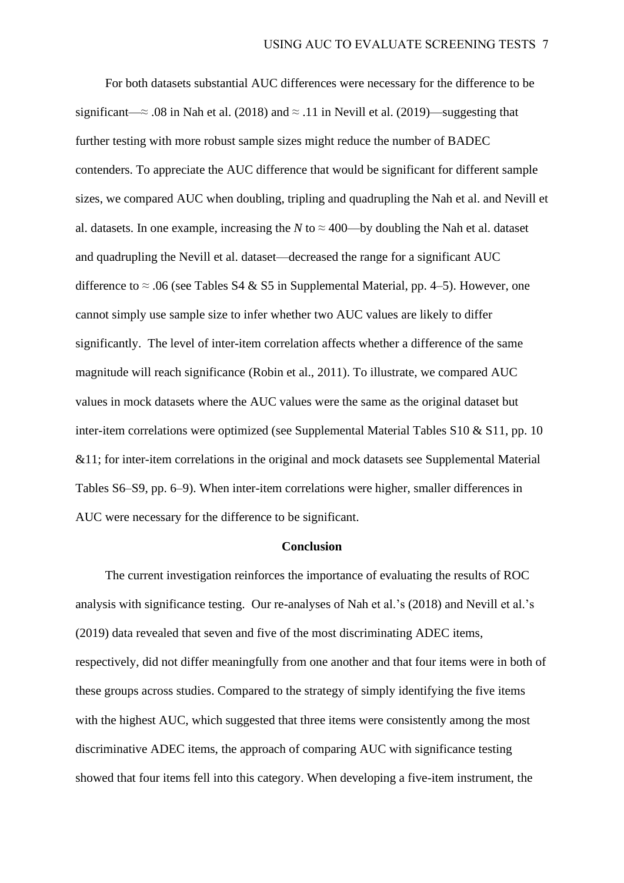For both datasets substantial AUC differences were necessary for the difference to be significant—≈ .08 in Nah et al. (2018) and ≈ .11 in Nevill et al. (2019)—suggesting that further testing with more robust sample sizes might reduce the number of BADEC contenders. To appreciate the AUC difference that would be significant for different sample sizes, we compared AUC when doubling, tripling and quadrupling the Nah et al. and Nevill et al. datasets. In one example, increasing the *N* to ≈ 400—by doubling the Nah et al. dataset and quadrupling the Nevill et al. dataset—decreased the range for a significant AUC difference to ≈ .06 (see Tables S4 & S5 in Supplemental Material, pp. 4–5). However, one cannot simply use sample size to infer whether two AUC values are likely to differ significantly. The level of inter-item correlation affects whether a difference of the same magnitude will reach significance (Robin et al., 2011). To illustrate, we compared AUC values in mock datasets where the AUC values were the same as the original dataset but inter-item correlations were optimized (see Supplemental Material Tables S10 & S11, pp. 10 &11; for inter-item correlations in the original and mock datasets see Supplemental Material Tables S6–S9, pp. 6–9). When inter-item correlations were higher, smaller differences in AUC were necessary for the difference to be significant.

## Conclusion

The current investigation reinforces the importance of evaluating the results of ROC analysis with significance testing. Our re-analyses of Nah et al.'s (2018) and Nevill et al.'s (2019) data revealed that seven and five of the most discriminating ADEC items, respectively, did not differ meaningfully from one another and that four items were in both of these groups across studies. Compared to the strategy of simply identifying the five items with the highest AUC, which suggested that three items were consistently among the most discriminative ADEC items, the approach of comparing AUC with significance testing showed that four items fell into this category. When developing a five-item instrument, the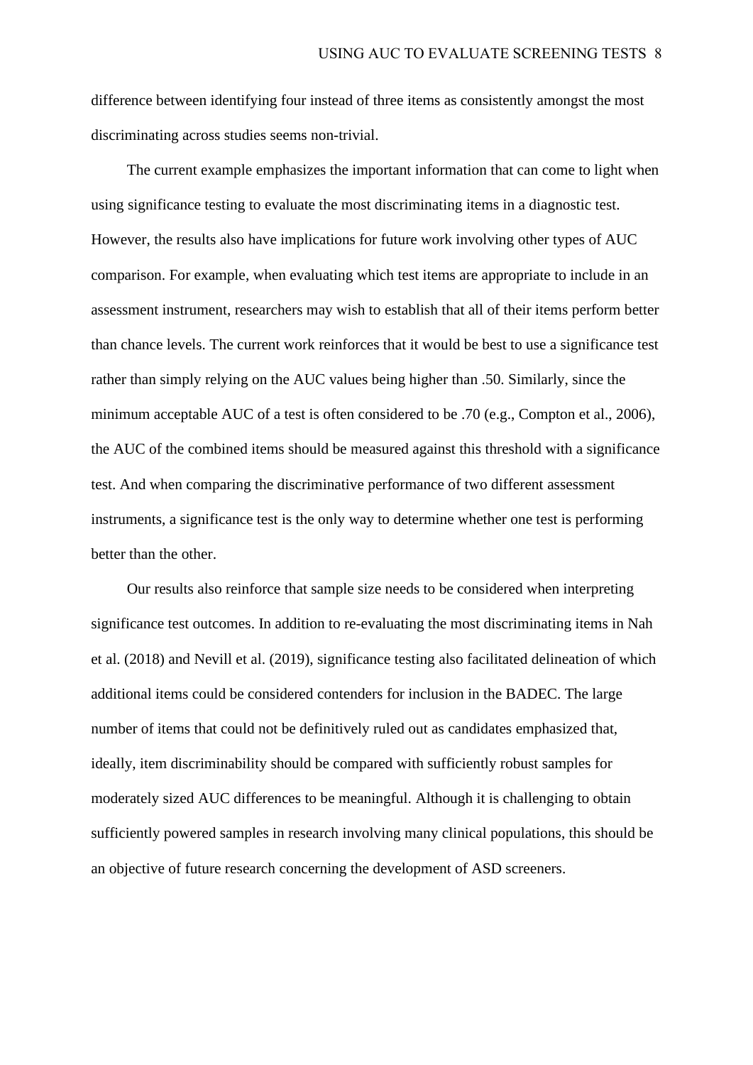difference between identifying four instead of three items as consistently amongst the most discriminating across studies seems non-trivial.

The current example emphasizes the important information that can come to light when using significance testing to evaluate the most discriminating items in a diagnostic test. However, the results also have implications for future work involving other types of AUC comparison. For example, when evaluating which test items are appropriate to include in an assessment instrument, researchers may wish to establish that all of their items perform better than chance levels. The current work reinforces that it would be best to use a significance test rather than simply relying on the AUC values being higher than .50. Similarly, since the minimum acceptable AUC of a test is often considered to be .70 (e.g., Compton et al., 2006), the AUC of the combined items should be measured against this threshold with a significance test. And when comparing the discriminative performance of two different assessment instruments, a significance test is the only way to determine whether one test is performing better than the other.

Our results also reinforce that sample size needs to be considered when interpreting significance test outcomes. In addition to re-evaluating the most discriminating items in Nah et al. (2018) and Nevill et al. (2019), significance testing also facilitated delineation of which additional items could be considered contenders for inclusion in the BADEC. The large number of items that could not be definitively ruled out as candidates emphasized that, ideally, item discriminability should be compared with sufficiently robust samples for moderately sized AUC differences to be meaningful. Although it is challenging to obtain sufficiently powered samples in research involving many clinical populations, this should be an objective of future research concerning the development of ASD screeners.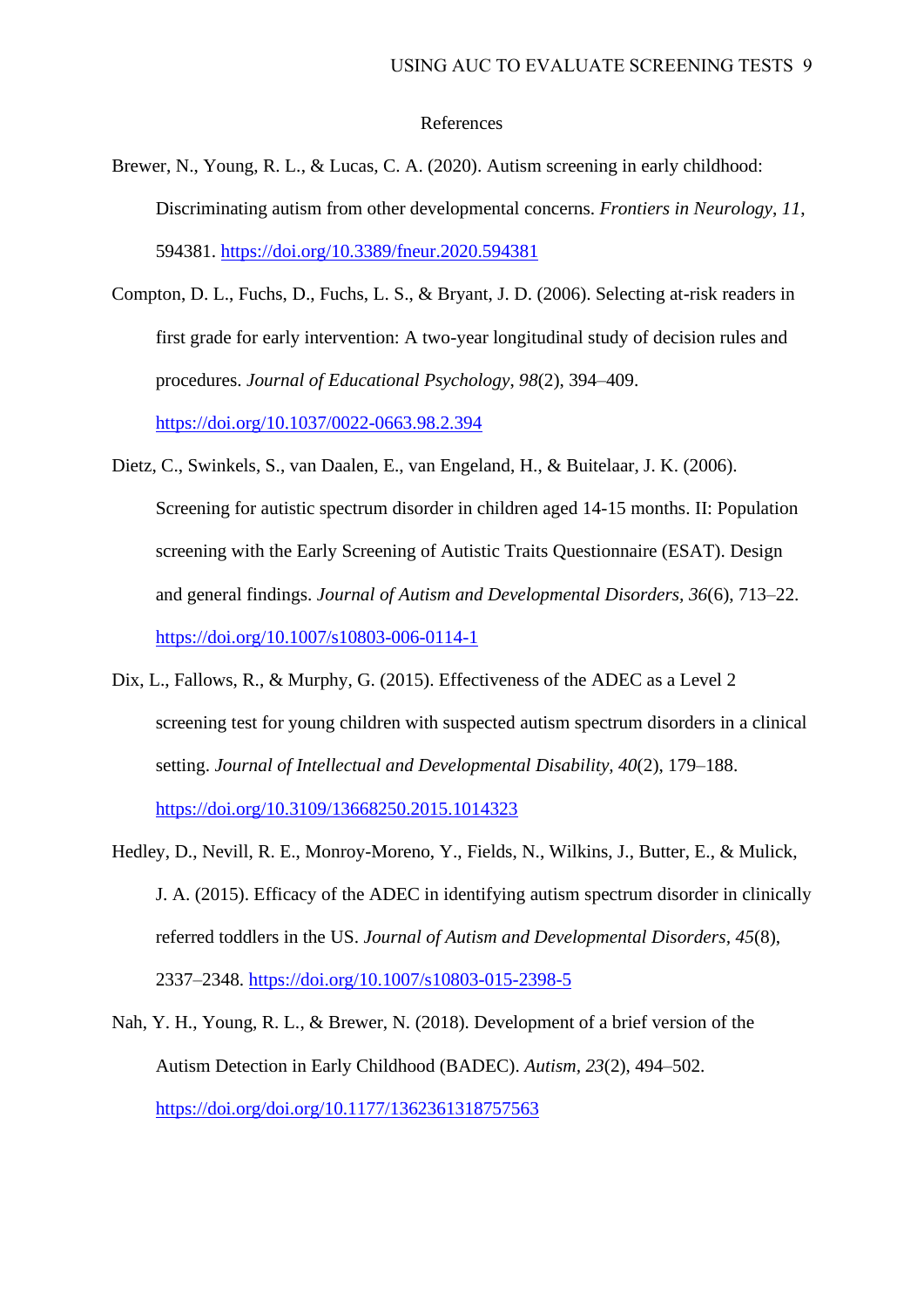# References

Brewer, N., Young, R. L., & Lucas, C. A. (2020). Autism screening in early childhood: Discriminating autism from other developmental concerns. *Frontiers in Neurology*, *11*, 594381. https://doi.org/10.3389/fneur.2020.594381

Compton, D. L., Fuchs, D., Fuchs, L. S., & Bryant, J. D. (2006). Selecting at-risk readers in first grade for early intervention: A two-year longitudinal study of decision rules and procedures. *Journal of Educational Psychology*, *98*(2), 394–409. https://doi.org/10.1037/0022-0663.98.2.394

Dietz, C., Swinkels, S., van Daalen, E., van Engeland, H., & Buitelaar, J. K. (2006). Screening for autistic spectrum disorder in children aged 14-15 months. II: Population screening with the Early Screening of Autistic Traits Questionnaire (ESAT). Design and general findings. *Journal of Autism and Developmental Disorders*, *36*(6), 713–22. https://doi.org/10.1007/s10803-006-0114-1

Dix, L., Fallows, R., & Murphy, G. (2015). Effectiveness of the ADEC as a Level 2 screening test for young children with suspected autism spectrum disorders in a clinical setting. *Journal of Intellectual and Developmental Disability, 40*(2), 179–188. https://doi.org/10.3109/13668250.2015.1014323

Hedley, D., Nevill, R. E., Monroy-Moreno, Y., Fields, N., Wilkins, J., Butter, E., & Mulick, J. A. (2015). Efficacy of the ADEC in identifying autism spectrum disorder in clinically referred toddlers in the US. *Journal of Autism and Developmental Disorders*, *45*(8), 2337–2348. https://doi.org/10.1007/s10803-015-2398-5

Nah, Y. H., Young, R. L., & Brewer, N. (2018). Development of a brief version of the Autism Detection in Early Childhood (BADEC). *Autism*, *23*(2), 494–502. https://doi.org/doi.org/10.1177/1362361318757563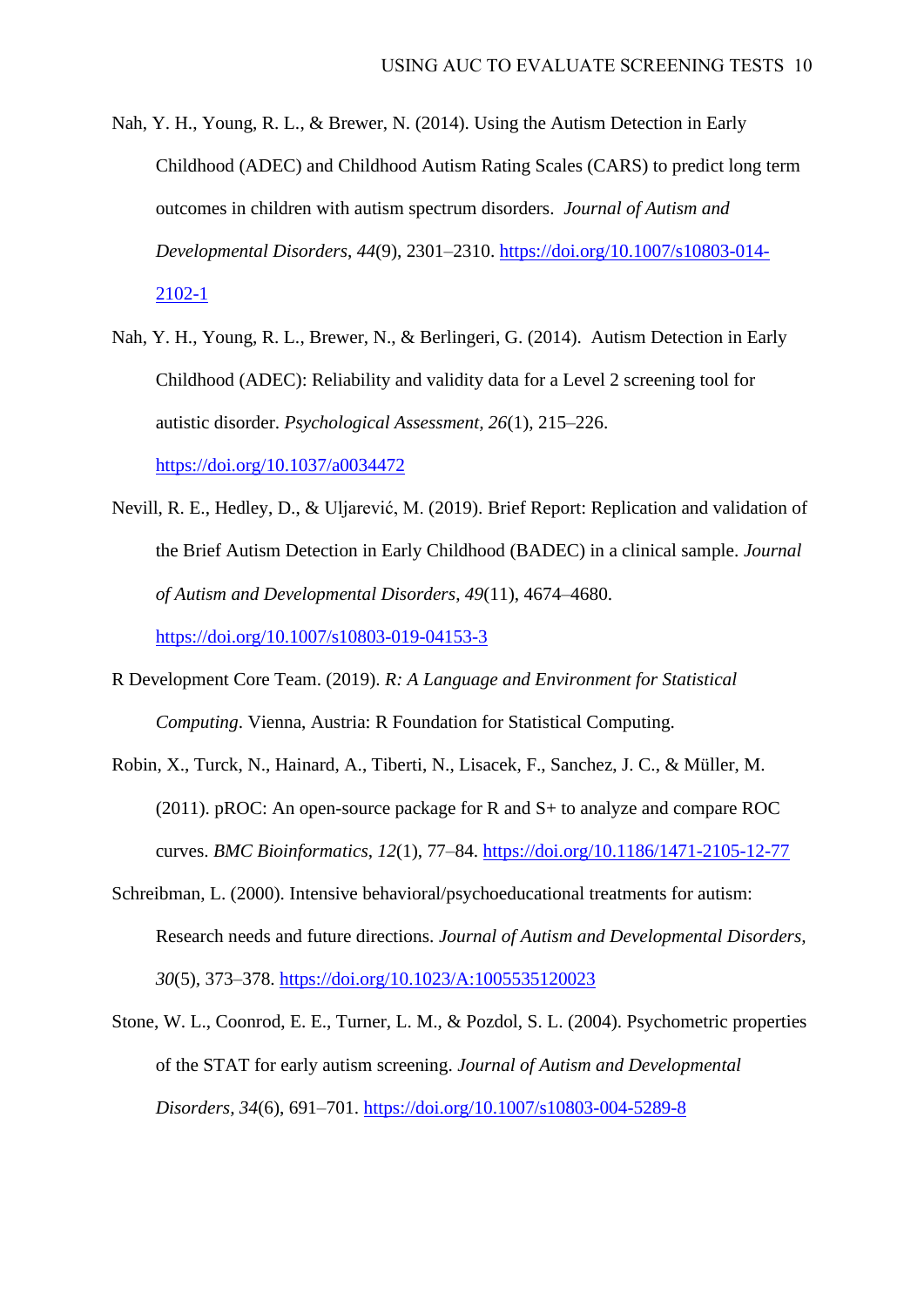Nah, Y. H., Young, R. L., & Brewer, N. (2014). Using the Autism Detection in Early Childhood (ADEC) and Childhood Autism Rating Scales (CARS) to predict long term outcomes in children with autism spectrum disorders. *Journal of Autism and Developmental Disorders*, *44*(9), 2301–2310. https://doi.org/10.1007/s10803-014-2102-1

Nah, Y. H., Young, R. L., Brewer, N., & Berlingeri, G. (2014). Autism Detection in Early Childhood (ADEC): Reliability and validity data for a Level 2 screening tool for autistic disorder. *Psychological Assessment, 26*(1), 215–226. https://doi.org/10.1037/a0034472

Nevill, R. E., Hedley, D., & Uljarević, M. (2019). Brief Report: Replication and validation of the Brief Autism Detection in Early Childhood (BADEC) in a clinical sample. *Journal of Autism and Developmental Disorders*, *49*(11), 4674–4680. https://doi.org/10.1007/s10803-019-04153-3

R Development Core Team. (2019). *R: A Language and Environment for Statistical Computing*. Vienna, Austria: R Foundation for Statistical Computing.

Robin, X., Turck, N., Hainard, A., Tiberti, N., Lisacek, F., Sanchez, J. C., & Müller, M. (2011). pROC: An open-source package for R and S+ to analyze and compare ROC curves. *BMC Bioinformatics*, *12*(1), 77–84. https://doi.org/10.1186/1471-2105-12-77

Schreibman, L. (2000). Intensive behavioral/psychoeducational treatments for autism: Research needs and future directions. *Journal of Autism and Developmental Disorders, 30*(5), 373–378. https://doi.org/10.1023/A:1005535120023

Stone, W. L., Coonrod, E. E., Turner, L. M., & Pozdol, S. L. (2004). Psychometric properties of the STAT for early autism screening. *Journal of Autism and Developmental Disorders*, *34*(6), 691–701. https://doi.org/10.1007/s10803-004-5289-8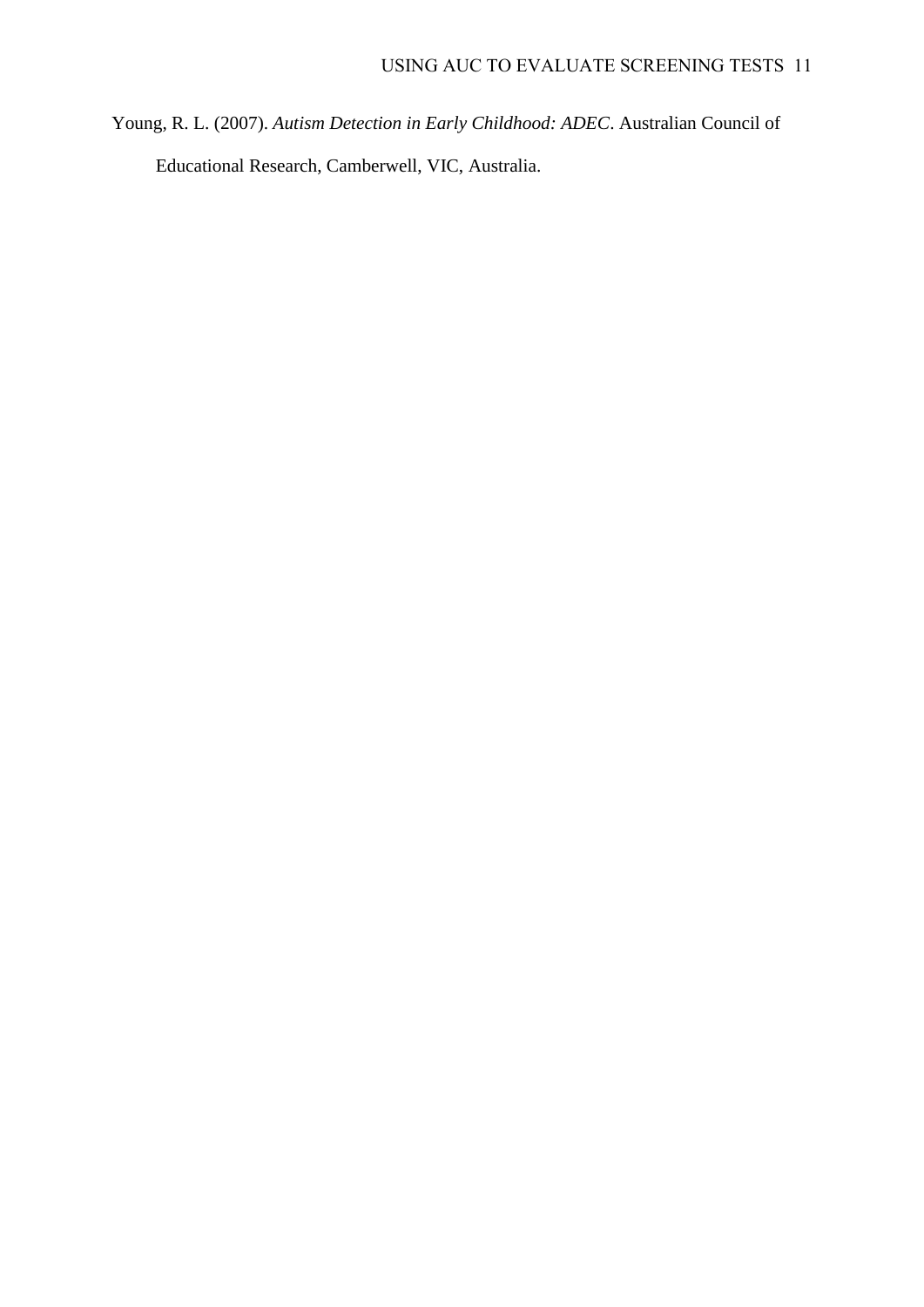Young, R. L. (2007). *Autism Detection in Early Childhood: ADEC*. Australian Council of Educational Research, Camberwell, VIC, Australia.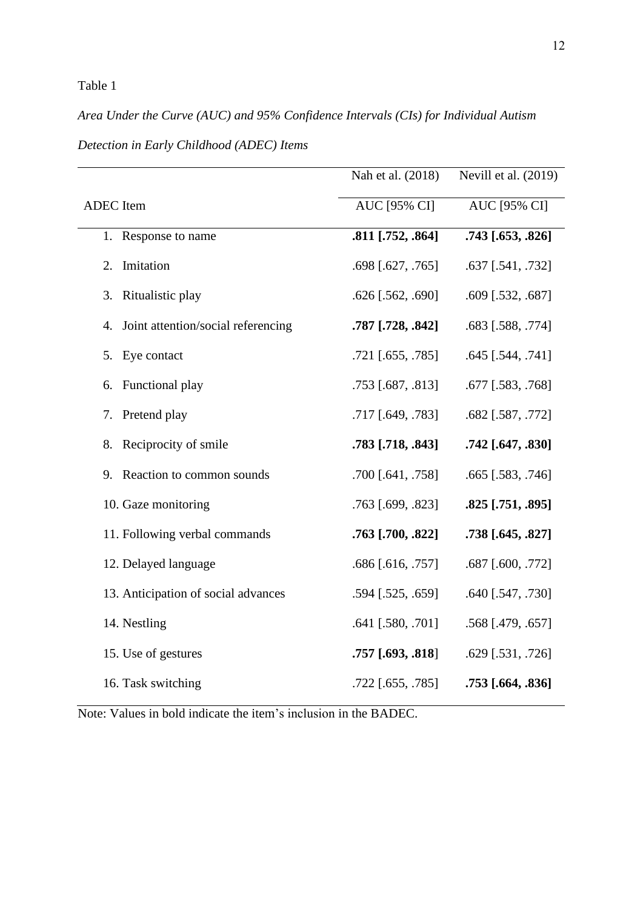Table 1

*Area Under the Curve (AUC) and 95% Confidence Intervals (CIs) for Individual Autism Detection in Early Childhood (ADEC) Items*

| | Nah et al. (2018) | Nevill et al. (2019) |
|---|---|---|
| ADEC Item | AUC [95% CI] | AUC [95% CI] |
| 1. Response to name | **.811 [.752, .864]** | **.743 [.653, .826]** |
| 2. Imitation | .698 [.627, .765] | .637 [.541, .732] |
| 3. Ritualistic play | .626 [.562, .690] | .609 [.532, .687] |
| 4. Joint attention/social referencing | **.787 [.728, .842]** | .683 [.588, .774] |
| 5. Eye contact | .721 [.655, .785] | .645 [.544, .741] |
| 6. Functional play | .753 [.687, .813] | .677 [.583, .768] |
| 7. Pretend play | .717 [.649, .783] | .682 [.587, .772] |
| 8. Reciprocity of smile | **.783 [.718, .843]** | **.742 [.647, .830]** |
| 9. Reaction to common sounds | .700 [.641, .758] | .665 [.583, .746] |
| 10. Gaze monitoring | .763 [.699, .823] | **.825 [.751, .895]** |
| 11. Following verbal commands | **.763 [.700, .822]** | **.738 [.645, .827]** |
| 12. Delayed language | .686 [.616, .757] | .687 [.600, .772] |
| 13. Anticipation of social advances | .594 [.525, .659] | .640 [.547, .730] |
| 14. Nestling | .641 [.580, .701] | .568 [.479, .657] |
| 15. Use of gestures | **.757 [.693, .818]** | .629 [.531, .726] |
| 16. Task switching | .722 [.655, .785] | **.753 [.664, .836]** |

Note: Values in bold indicate the item's inclusion in the BADEC.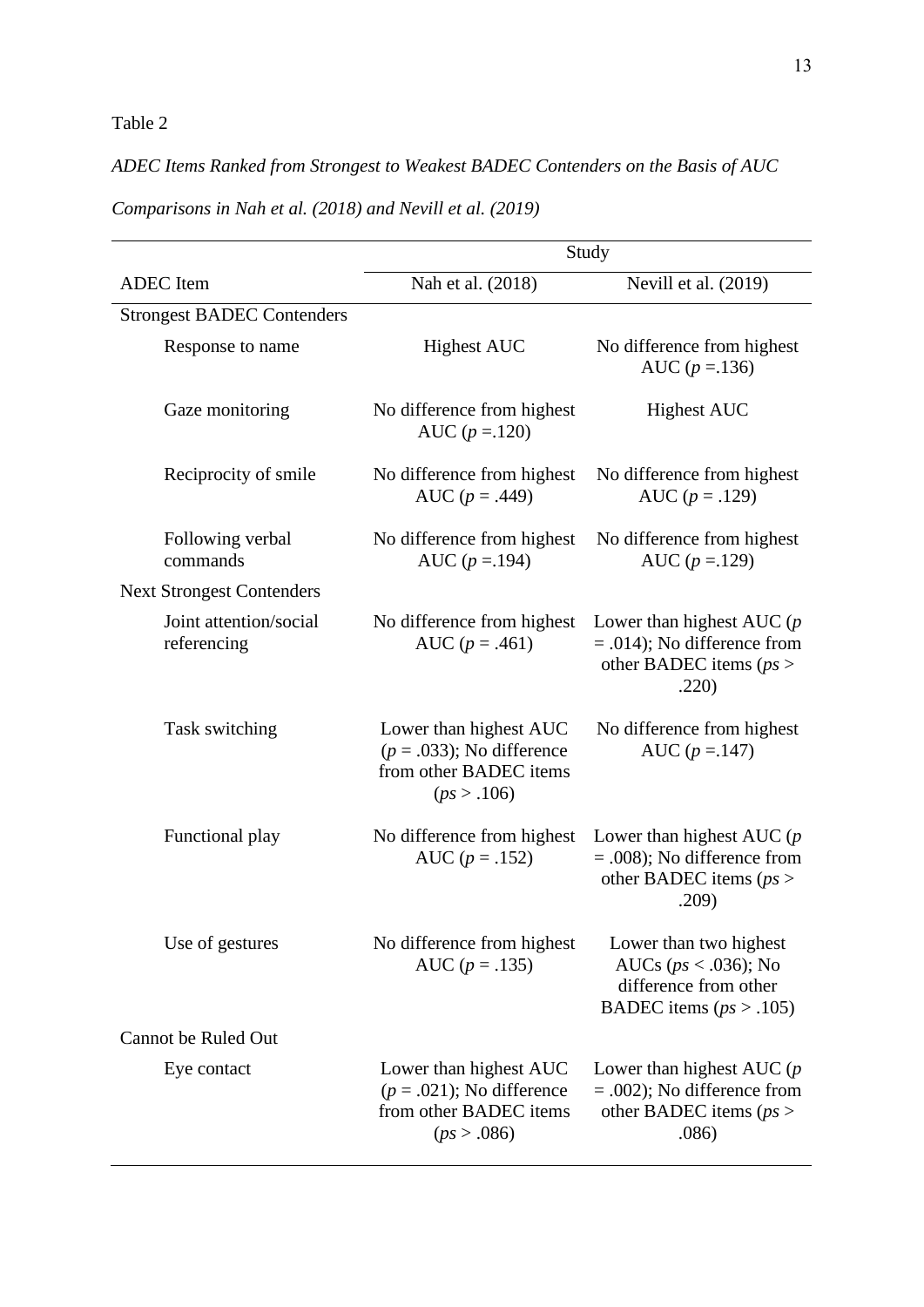Table 2

*ADEC Items Ranked from Strongest to Weakest BADEC Contenders on the Basis of AUC Comparisons in Nah et al. (2018) and Nevill et al. (2019)*

| | Study | |
|---|---|---|
| ADEC Item | Nah et al. (2018) | Nevill et al. (2019) |
| **Strongest BADEC Contenders** | | |
| Response to name | Highest AUC | No difference from highest AUC ($p$ =.136) |
| Gaze monitoring | No difference from highest AUC ($p$ =.120) | Highest AUC |
| Reciprocity of smile | No difference from highest AUC ($p$ = .449) | No difference from highest AUC ($p$ = .129) |
| Following verbal commands | No difference from highest AUC ($p$ =.194) | No difference from highest AUC ($p$ =.129) |
| **Next Strongest Contenders** | | |
| Joint attention/social referencing | No difference from highest AUC ($p$ = .461) | Lower than highest AUC ($p$ = .014); No difference from other BADEC items ($ps$ > .220) |
| Task switching | Lower than highest AUC ($p$ = .033); No difference from other BADEC items ($ps$ > .106) | No difference from highest AUC ($p$ =.147) |
| Functional play | No difference from highest AUC ($p$ = .152) | Lower than highest AUC ($p$ = .008); No difference from other BADEC items ($ps$ > .209) |
| Use of gestures | No difference from highest AUC ($p$ = .135) | Lower than two highest AUCs ($ps$ < .036); No difference from other BADEC items ($ps$ > .105) |
| **Cannot be Ruled Out** | | |
| Eye contact | Lower than highest AUC ($p$ = .021); No difference from other BADEC items ($ps$ > .086) | Lower than highest AUC ($p$ = .002); No difference from other BADEC items ($ps$ > .086) |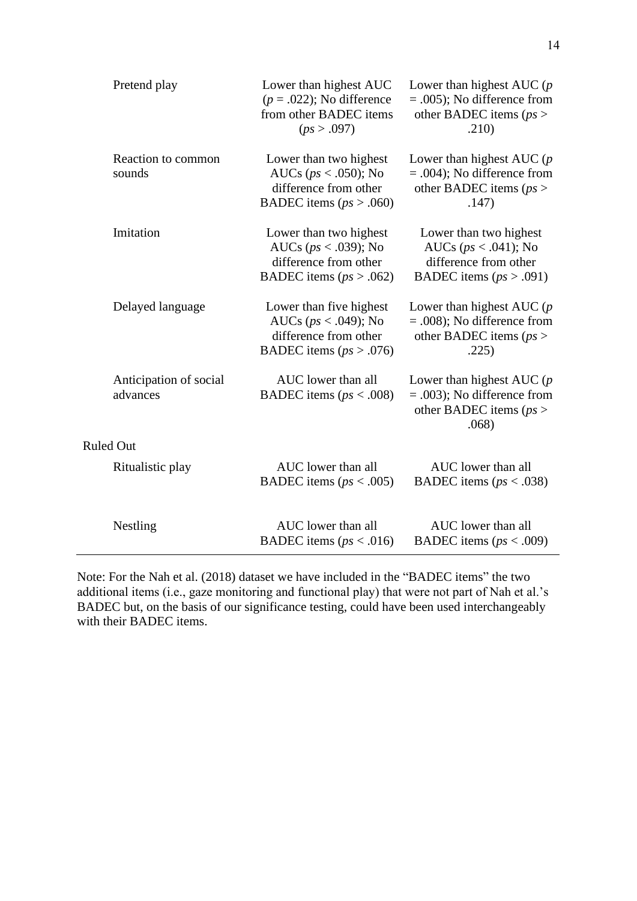| | | |
|---|---|---|
| Pretend play | Lower than highest AUC (*p* = .022); No difference from other BADEC items (*ps* > .097) | Lower than highest AUC (*p* = .005); No difference from other BADEC items (*ps* > .210) |
| Reaction to common sounds | Lower than two highest AUCs (*ps* < .050); No difference from other BADEC items (*ps* > .060) | Lower than highest AUC (*p* = .004); No difference from other BADEC items (*ps* > .147) |
| Imitation | Lower than two highest AUCs (*ps* < .039); No difference from other BADEC items (*ps* > .062) | Lower than two highest AUCs (*ps* < .041); No difference from other BADEC items (*ps* > .091) |
| Delayed language | Lower than five highest AUCs (*ps* < .049); No difference from other BADEC items (*ps* > .076) | Lower than highest AUC (*p* = .008); No difference from other BADEC items (*ps* > .225) |
| Anticipation of social advances | AUC lower than all BADEC items (*ps* < .008) | Lower than highest AUC (*p* = .003); No difference from other BADEC items (*ps* > .068) |
| Ruled Out | | |
| Ritualistic play | AUC lower than all BADEC items (*ps* < .005) | AUC lower than all BADEC items (*ps* < .038) |
| Nestling | AUC lower than all BADEC items (*ps* < .016) | AUC lower than all BADEC items (*ps* < .009) |

Note: For the Nah et al. (2018) dataset we have included in the "BADEC items" the two additional items (i.e., gaze monitoring and functional play) that were not part of Nah et al.'s BADEC but, on the basis of our significance testing, could have been used interchangeably with their BADEC items.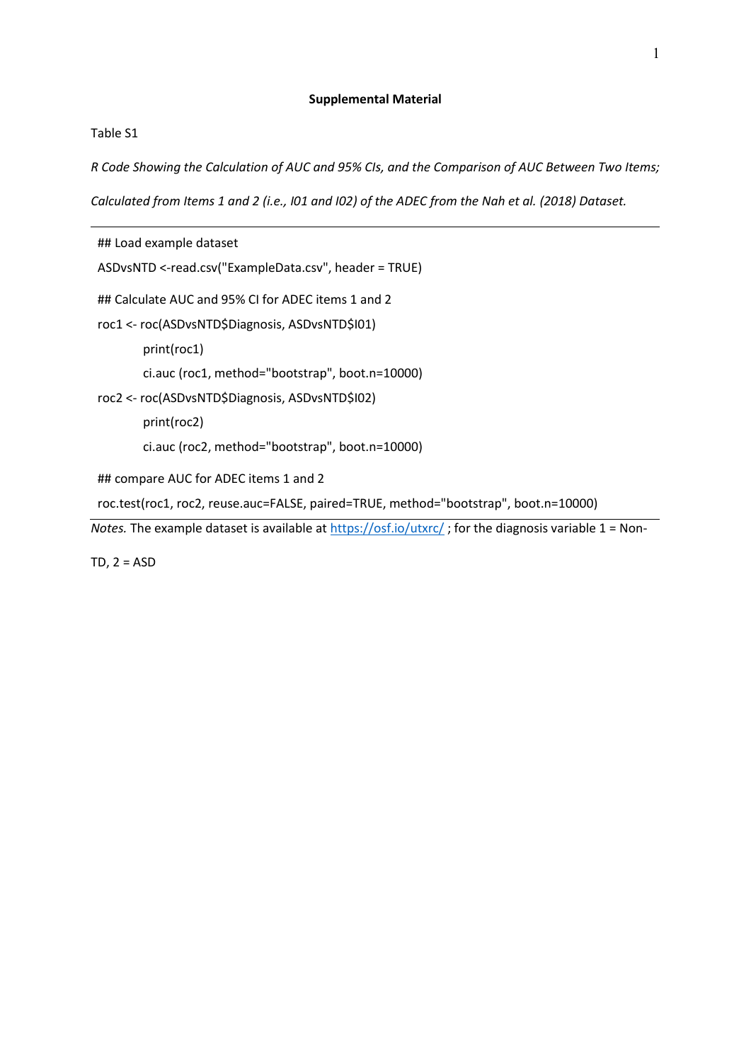**Supplemental Material**

Table S1

*R Code Showing the Calculation of AUC and 95% CIs, and the Comparison of AUC Between Two Items; Calculated from Items 1 and 2 (i.e., I01 and I02) of the ADEC from the Nah et al. (2018) Dataset.*

```
## Load example dataset
ASDvsNTD <-read.csv("ExampleData.csv", header = TRUE)

## Calculate AUC and 95% CI for ADEC items 1 and 2
roc1 <- roc(ASDvsNTD$Diagnosis, ASDvsNTD$I01)
        print(roc1)
        ci.auc (roc1, method="bootstrap", boot.n=10000)
roc2 <- roc(ASDvsNTD$Diagnosis, ASDvsNTD$I02)
        print(roc2)
        ci.auc (roc2, method="bootstrap", boot.n=10000)

## compare AUC for ADEC items 1 and 2
roc.test(roc1, roc2, reuse.auc=FALSE, paired=TRUE, method="bootstrap", boot.n=10000)
```

*Notes.* The example dataset is available at https://osf.io/utxrc/ ; for the diagnosis variable 1 = Non-TD, 2 = ASD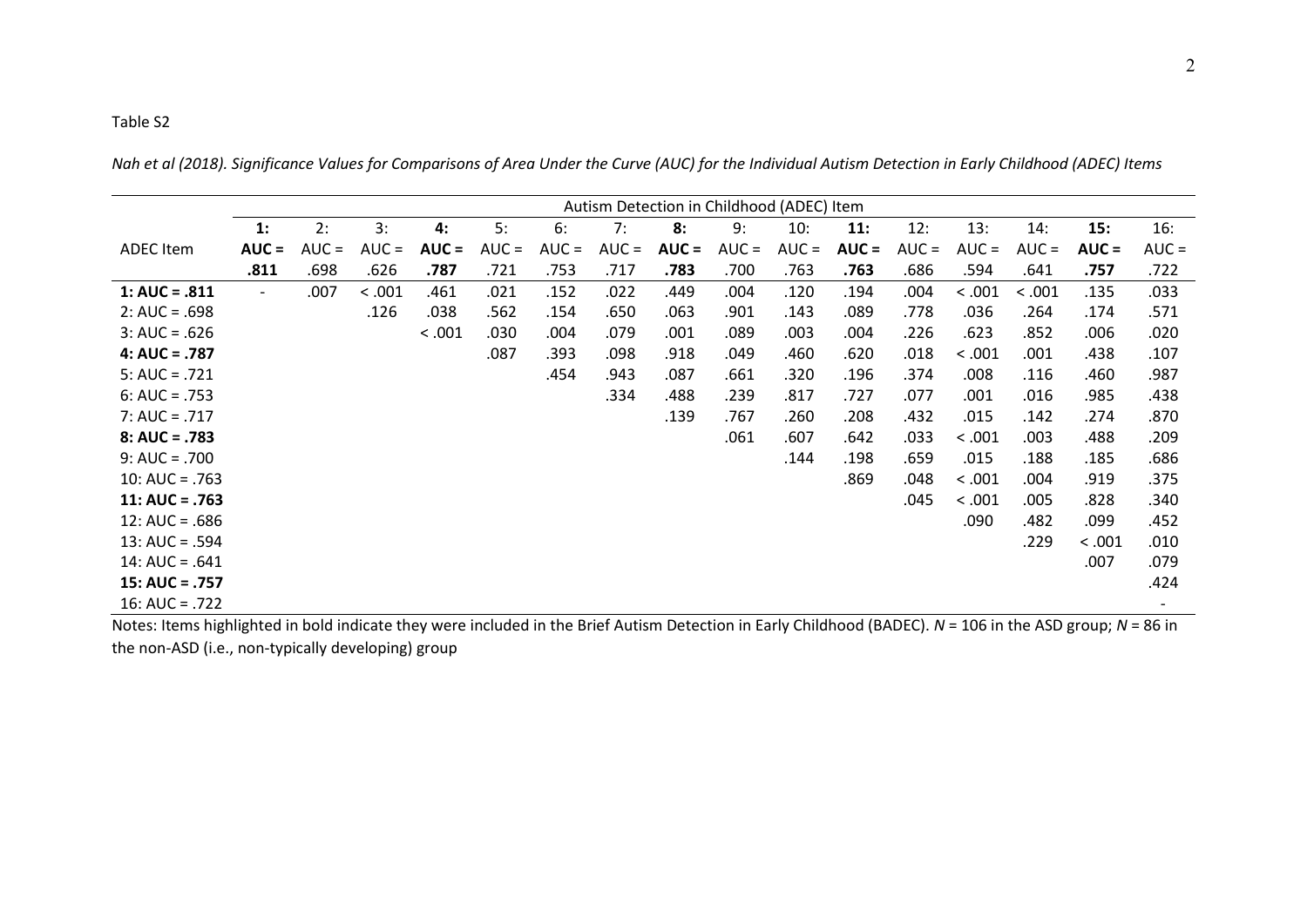Table S2

*Nah et al (2018). Significance Values for Comparisons of Area Under the Curve (AUC) for the Individual Autism Detection in Early Childhood (ADEC) Items*

| | Autism Detection in Childhood (ADEC) Item | | | | | | | | | | | | | | | |
|---|---|---|---|---|---|---|---|---|---|---|---|---|---|---|---|---|
| ADEC Item | **1: AUC = .811** | 2: AUC = .698 | 3: AUC = .626 | **4: AUC = .787** | 5: AUC = .721 | 6: AUC = .753 | 7: AUC = .717 | **8: AUC = .783** | 9: AUC = .700 | 10: AUC = .763 | **11: AUC = .763** | 12: AUC = .686 | 13: AUC = .594 | 14: AUC = .641 | **15: AUC = .757** | 16: AUC = .722 |
| **1: AUC = .811** | - | .007 | < .001 | .461 | .021 | .152 | .022 | .449 | .004 | .120 | .194 | .004 | < .001 | < .001 | .135 | .033 |
| 2: AUC = .698 | | | .126 | .038 | .562 | .154 | .650 | .063 | .901 | .143 | .089 | .778 | .036 | .264 | .174 | .571 |
| 3: AUC = .626 | | | | < .001 | .030 | .004 | .079 | .001 | .089 | .003 | .004 | .226 | .623 | .852 | .006 | .020 |
| **4: AUC = .787** | | | | | .087 | .393 | .098 | .918 | .049 | .460 | .620 | .018 | < .001 | .001 | .438 | .107 |
| 5: AUC = .721 | | | | | | .454 | .943 | .087 | .661 | .320 | .196 | .374 | .008 | .116 | .460 | .987 |
| 6: AUC = .753 | | | | | | | .334 | .488 | .239 | .817 | .727 | .077 | .001 | .016 | .985 | .438 |
| 7: AUC = .717 | | | | | | | | .139 | .767 | .260 | .208 | .432 | .015 | .142 | .274 | .870 |
| **8: AUC = .783** | | | | | | | | | .061 | .607 | .642 | .033 | < .001 | .003 | .488 | .209 |
| 9: AUC = .700 | | | | | | | | | | .144 | .198 | .659 | .015 | .188 | .185 | .686 |
| 10: AUC = .763 | | | | | | | | | | | .869 | .048 | < .001 | .004 | .919 | .375 |
| **11: AUC = .763** | | | | | | | | | | | | .045 | < .001 | .005 | .828 | .340 |
| 12: AUC = .686 | | | | | | | | | | | | | .090 | .482 | .099 | .452 |
| 13: AUC = .594 | | | | | | | | | | | | | | .229 | < .001 | .010 |
| 14: AUC = .641 | | | | | | | | | | | | | | | .007 | .079 |
| **15: AUC = .757** | | | | | | | | | | | | | | | | .424 |
| 16: AUC = .722 | | | | | | | | | | | | | | | | - |

Notes: Items highlighted in bold indicate they were included in the Brief Autism Detection in Early Childhood (BADEC). *N* = 106 in the ASD group; *N* = 86 in the non-ASD (i.e., non-typically developing) group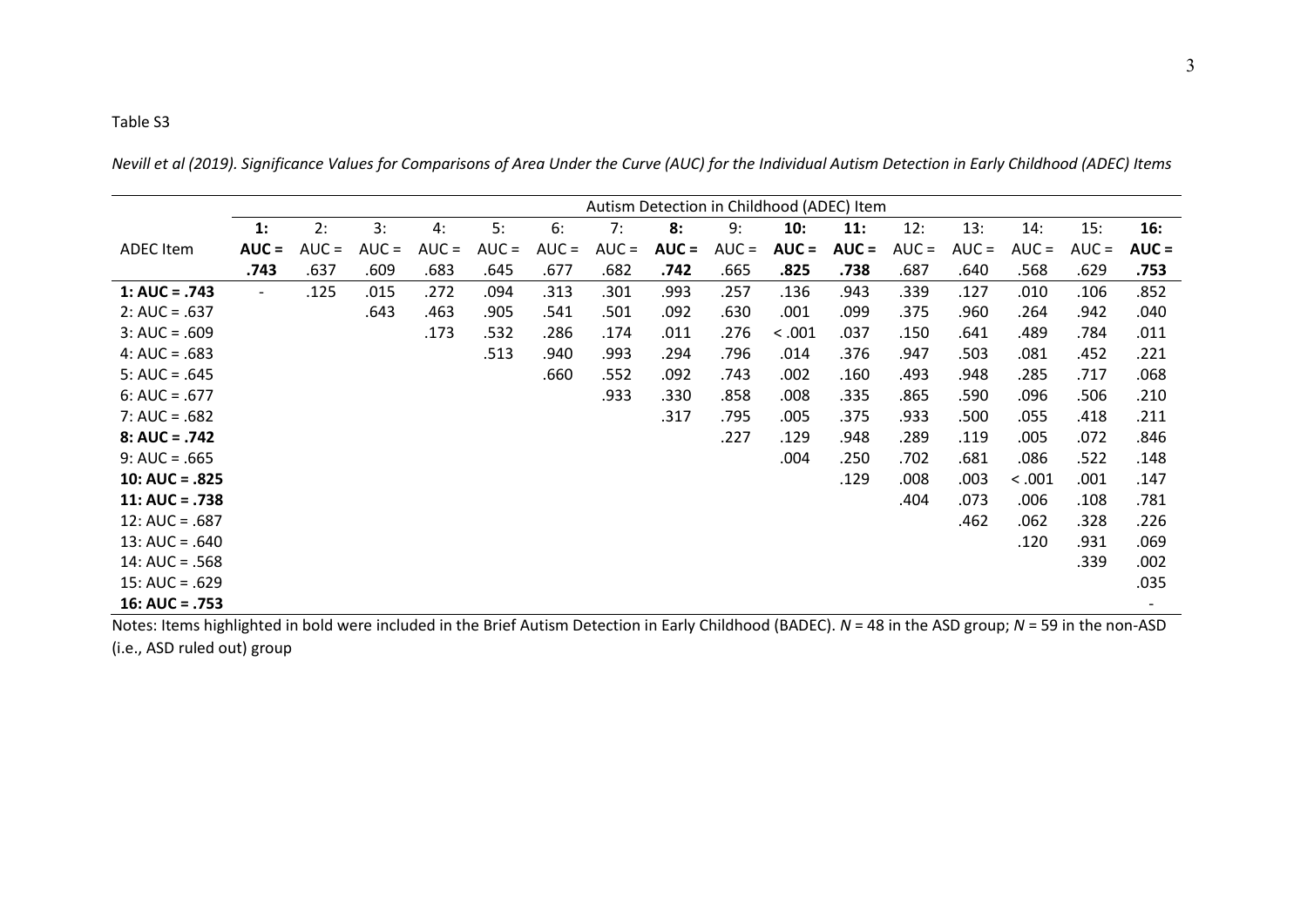Table S3

*Nevill et al (2019). Significance Values for Comparisons of Area Under the Curve (AUC) for the Individual Autism Detection in Early Childhood (ADEC) Items*

| | Autism Detection in Childhood (ADEC) Item | | | | | | | | | | | | | | | |
|---|---|---|---|---|---|---|---|---|---|---|---|---|---|---|---|---|
| ADEC Item | **1: AUC = .743** | 2: AUC = .637 | 3: AUC = .609 | 4: AUC = .683 | 5: AUC = .645 | 6: AUC = .677 | 7: AUC = .682 | **8: AUC = .742** | 9: AUC = .665 | **10: AUC = .825** | **11: AUC = .738** | 12: AUC = .687 | 13: AUC = .640 | 14: AUC = .568 | 15: AUC = .629 | **16: AUC = .753** |
| **1: AUC = .743** | - | .125 | .015 | .272 | .094 | .313 | .301 | .993 | .257 | .136 | .943 | .339 | .127 | .010 | .106 | .852 |
| 2: AUC = .637 | | | .643 | .463 | .905 | .541 | .501 | .092 | .630 | .001 | .099 | .375 | .960 | .264 | .942 | .040 |
| 3: AUC = .609 | | | | .173 | .532 | .286 | .174 | .011 | .276 | < .001 | .037 | .150 | .641 | .489 | .784 | .011 |
| 4: AUC = .683 | | | | | .513 | .940 | .993 | .294 | .796 | .014 | .376 | .947 | .503 | .081 | .452 | .221 |
| 5: AUC = .645 | | | | | | .660 | .552 | .092 | .743 | .002 | .160 | .493 | .948 | .285 | .717 | .068 |
| 6: AUC = .677 | | | | | | | .933 | .330 | .858 | .008 | .335 | .865 | .590 | .096 | .506 | .210 |
| 7: AUC = .682 | | | | | | | | .317 | .795 | .005 | .375 | .933 | .500 | .055 | .418 | .211 |
| **8: AUC = .742** | | | | | | | | | .227 | .129 | .948 | .289 | .119 | .005 | .072 | .846 |
| 9: AUC = .665 | | | | | | | | | | .004 | .250 | .702 | .681 | .086 | .522 | .148 |
| **10: AUC = .825** | | | | | | | | | | | .129 | .008 | .003 | < .001 | .001 | .147 |
| **11: AUC = .738** | | | | | | | | | | | | .404 | .073 | .006 | .108 | .781 |
| 12: AUC = .687 | | | | | | | | | | | | | .462 | .062 | .328 | .226 |
| 13: AUC = .640 | | | | | | | | | | | | | | .120 | .931 | .069 |
| 14: AUC = .568 | | | | | | | | | | | | | | | .339 | .002 |
| 15: AUC = .629 | | | | | | | | | | | | | | | | .035 |
| **16: AUC = .753** | | | | | | | | | | | | | | | | - |

Notes: Items highlighted in bold were included in the Brief Autism Detection in Early Childhood (BADEC). *N* = 48 in the ASD group; *N* = 59 in the non-ASD (i.e., ASD ruled out) group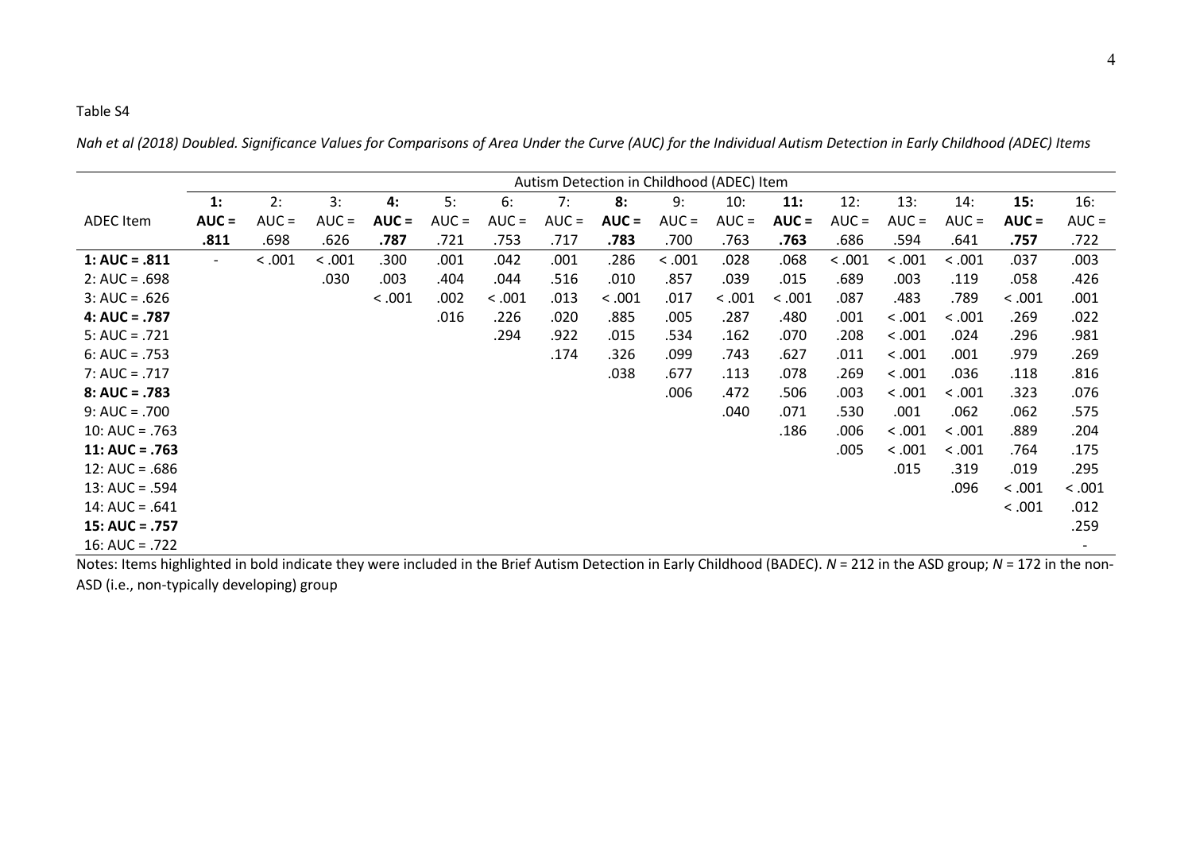Table S4

*Nah et al (2018) Doubled. Significance Values for Comparisons of Area Under the Curve (AUC) for the Individual Autism Detection in Early Childhood (ADEC) Items*

| | Autism Detection in Childhood (ADEC) Item | | | | | | | | | | | | | | | |
|---|---|---|---|---|---|---|---|---|---|---|---|---|---|---|---|---|
| ADEC Item | **1: AUC = .811** | 2: AUC = .698 | 3: AUC = .626 | **4: AUC = .787** | 5: AUC = .721 | 6: AUC = .753 | 7: AUC = .717 | **8: AUC = .783** | 9: AUC = .700 | 10: AUC = .763 | **11: AUC = .763** | 12: AUC = .686 | 13: AUC = .594 | 14: AUC = .641 | **15: AUC = .757** | 16: AUC = .722 |
| **1: AUC = .811** | - | < .001 | < .001 | .300 | .001 | .042 | .001 | .286 | < .001 | .028 | .068 | < .001 | < .001 | < .001 | .037 | .003 |
| 2: AUC = .698 | | | .030 | .003 | .404 | .044 | .516 | .010 | .857 | .039 | .015 | .689 | .003 | .119 | .058 | .426 |
| 3: AUC = .626 | | | | < .001 | .002 | < .001 | .013 | < .001 | .017 | < .001 | < .001 | .087 | .483 | .789 | < .001 | .001 |
| **4: AUC = .787** | | | | | .016 | .226 | .020 | .885 | .005 | .287 | .480 | .001 | < .001 | < .001 | .269 | .022 |
| 5: AUC = .721 | | | | | | .294 | .922 | .015 | .534 | .162 | .070 | .208 | < .001 | .024 | .296 | .981 |
| 6: AUC = .753 | | | | | | | .174 | .326 | .099 | .743 | .627 | .011 | < .001 | .001 | .979 | .269 |
| 7: AUC = .717 | | | | | | | | .038 | .677 | .113 | .078 | .269 | < .001 | .036 | .118 | .816 |
| **8: AUC = .783** | | | | | | | | | .006 | .472 | .506 | .003 | < .001 | < .001 | .323 | .076 |
| 9: AUC = .700 | | | | | | | | | | .040 | .071 | .530 | .001 | .062 | .062 | .575 |
| 10: AUC = .763 | | | | | | | | | | | .186 | .006 | < .001 | < .001 | .889 | .204 |
| **11: AUC = .763** | | | | | | | | | | | | .005 | < .001 | < .001 | .764 | .175 |
| 12: AUC = .686 | | | | | | | | | | | | | .015 | .319 | .019 | .295 |
| 13: AUC = .594 | | | | | | | | | | | | | | .096 | < .001 | < .001 |
| 14: AUC = .641 | | | | | | | | | | | | | | | < .001 | .012 |
| **15: AUC = .757** | | | | | | | | | | | | | | | | .259 |
| 16: AUC = .722 | | | | | | | | | | | | | | | | - |

Notes: Items highlighted in bold indicate they were included in the Brief Autism Detection in Early Childhood (BADEC). *N* = 212 in the ASD group; *N* = 172 in the non-ASD (i.e., non-typically developing) group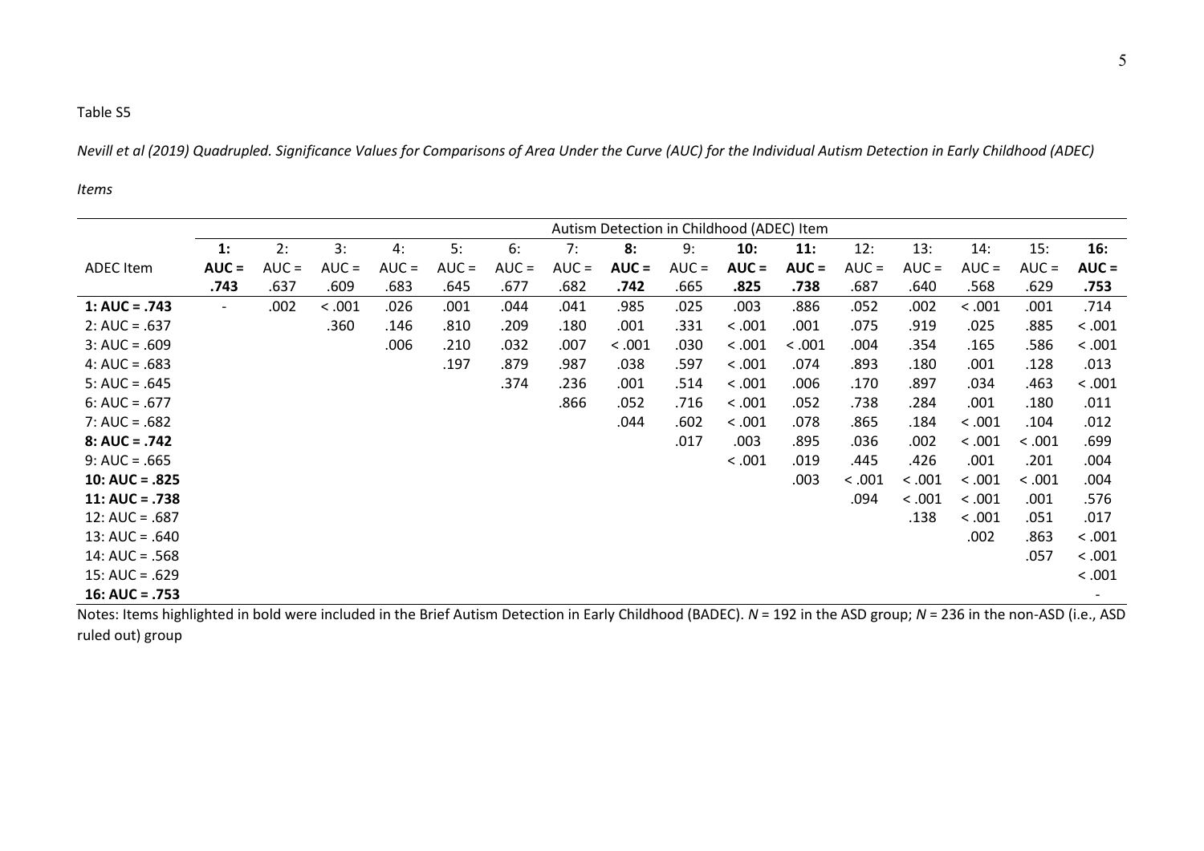Table S5

*Nevill et al (2019) Quadrupled. Significance Values for Comparisons of Area Under the Curve (AUC) for the Individual Autism Detection in Early Childhood (ADEC) Items*

| | Autism Detection in Childhood (ADEC) Item | | | | | | | | | | | | | | | |
|---|---|---|---|---|---|---|---|---|---|---|---|---|---|---|---|---|
| ADEC Item | **1: AUC = .743** | 2: AUC = .637 | 3: AUC = .609 | 4: AUC = .683 | 5: AUC = .645 | 6: AUC = .677 | 7: AUC = .682 | **8: AUC = .742** | 9: AUC = .665 | **10: AUC = .825** | **11: AUC = .738** | 12: AUC = .687 | 13: AUC = .640 | 14: AUC = .568 | 15: AUC = .629 | **16: AUC = .753** |
| **1: AUC = .743** | - | .002 | < .001 | .026 | .001 | .044 | .041 | .985 | .025 | .003 | .886 | .052 | .002 | < .001 | .001 | .714 |
| 2: AUC = .637 | | | .360 | .146 | .810 | .209 | .180 | .001 | .331 | < .001 | .001 | .075 | .919 | .025 | .885 | < .001 |
| 3: AUC = .609 | | | | .006 | .210 | .032 | .007 | < .001 | .030 | < .001 | < .001 | .004 | .354 | .165 | .586 | < .001 |
| 4: AUC = .683 | | | | | .197 | .879 | .987 | .038 | .597 | < .001 | .074 | .893 | .180 | .001 | .128 | .013 |
| 5: AUC = .645 | | | | | | .374 | .236 | .001 | .514 | < .001 | .006 | .170 | .897 | .034 | .463 | < .001 |
| 6: AUC = .677 | | | | | | | .866 | .052 | .716 | < .001 | .052 | .738 | .284 | .001 | .180 | .011 |
| 7: AUC = .682 | | | | | | | | .044 | .602 | < .001 | .078 | .865 | .184 | < .001 | .104 | .012 |
| **8: AUC = .742** | | | | | | | | | .017 | .003 | .895 | .036 | .002 | < .001 | < .001 | .699 |
| 9: AUC = .665 | | | | | | | | | | < .001 | .019 | .445 | .426 | .001 | .201 | .004 |
| **10: AUC = .825** | | | | | | | | | | | .003 | < .001 | < .001 | < .001 | < .001 | .004 |
| **11: AUC = .738** | | | | | | | | | | | | .094 | < .001 | < .001 | .001 | .576 |
| 12: AUC = .687 | | | | | | | | | | | | | .138 | < .001 | .051 | .017 |
| 13: AUC = .640 | | | | | | | | | | | | | | .002 | .863 | < .001 |
| 14: AUC = .568 | | | | | | | | | | | | | | | .057 | < .001 |
| 15: AUC = .629 | | | | | | | | | | | | | | | | < .001 |
| **16: AUC = .753** | | | | | | | | | | | | | | | | - |

Notes: Items highlighted in bold were included in the Brief Autism Detection in Early Childhood (BADEC). *N* = 192 in the ASD group; *N* = 236 in the non-ASD (i.e., ASD ruled out) group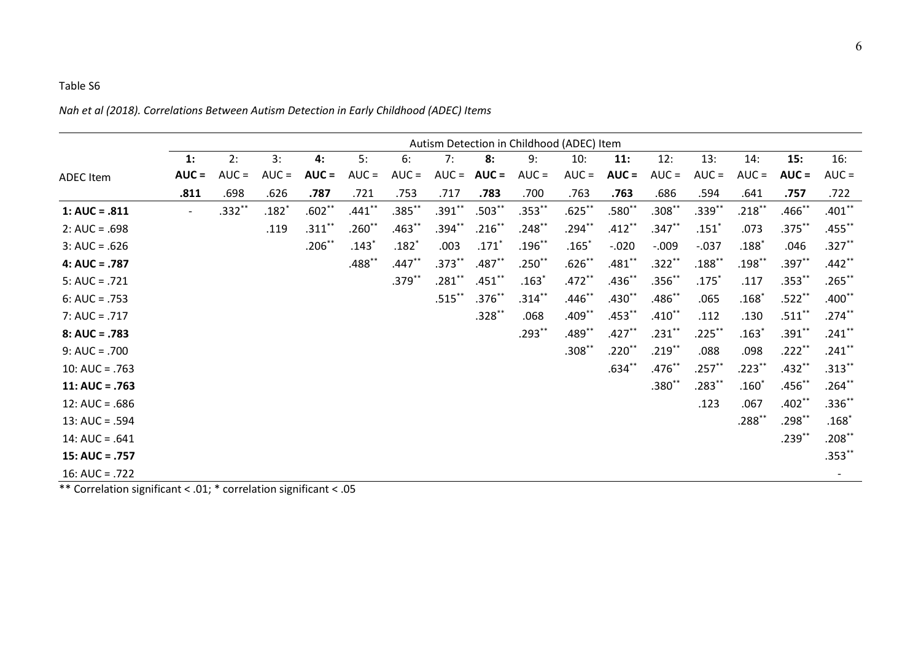Table S6

*Nah et al (2018). Correlations Between Autism Detection in Early Childhood (ADEC) Items*

| | Autism Detection in Childhood (ADEC) Item | | | | | | | | | | | | | | | |
|---|---|---|---|---|---|---|---|---|---|---|---|---|---|---|---|---|
| ADEC Item | **1: AUC = .811** | 2: AUC = .698 | 3: AUC = .626 | **4: AUC = .787** | 5: AUC = .721 | 6: AUC = .753 | 7: AUC = .717 | **8: AUC = .783** | 9: AUC = .700 | 10: AUC = .763 | **11: AUC = .763** | 12: AUC = .686 | 13: AUC = .594 | 14: AUC = .641 | **15: AUC = .757** | 16: AUC = .722 |
| **1: AUC = .811** | - | .332** | .182* | .602** | .441** | .385** | .391** | .503** | .353** | .625** | .580** | .308** | .339** | .218** | .466** | .401** |
| 2: AUC = .698 | | | .119 | .311** | .260** | .463** | .394** | .216** | .248** | .294** | .412** | .347** | .151* | .073 | .375** | .455** |
| 3: AUC = .626 | | | | .206** | .143* | .182* | .003 | .171* | .196** | .165* | -.020 | -.009 | -.037 | .188* | .046 | .327** |
| **4: AUC = .787** | | | | | .488** | .447** | .373** | .487** | .250** | .626** | .481** | .322** | .188** | .198** | .397** | .442** |
| 5: AUC = .721 | | | | | | .379** | .281** | .451** | .163* | .472** | .436** | .356** | .175* | .117 | .353** | .265** |
| 6: AUC = .753 | | | | | | | .515** | .376** | .314** | .446** | .430** | .486** | .065 | .168* | .522** | .400** |
| 7: AUC = .717 | | | | | | | | .328** | .068 | .409** | .453** | .410** | .112 | .130 | .511** | .274** |
| **8: AUC = .783** | | | | | | | | | .293** | .489** | .427** | .231** | .225** | .163* | .391** | .241** |
| 9: AUC = .700 | | | | | | | | | | .308** | .220** | .219** | .088 | .098 | .222** | .241** |
| 10: AUC = .763 | | | | | | | | | | | .634** | .476** | .257** | .223** | .432** | .313** |
| **11: AUC = .763** | | | | | | | | | | | | .380** | .283** | .160* | .456** | .264** |
| 12: AUC = .686 | | | | | | | | | | | | | .123 | .067 | .402** | .336** |
| 13: AUC = .594 | | | | | | | | | | | | | | .288** | .298** | .168* |
| 14: AUC = .641 | | | | | | | | | | | | | | | .239** | .208** |
| **15: AUC = .757** | | | | | | | | | | | | | | | | .353** |
| 16: AUC = .722 | | | | | | | | | | | | | | | | - |

** Correlation significant < .01; * correlation significant < .05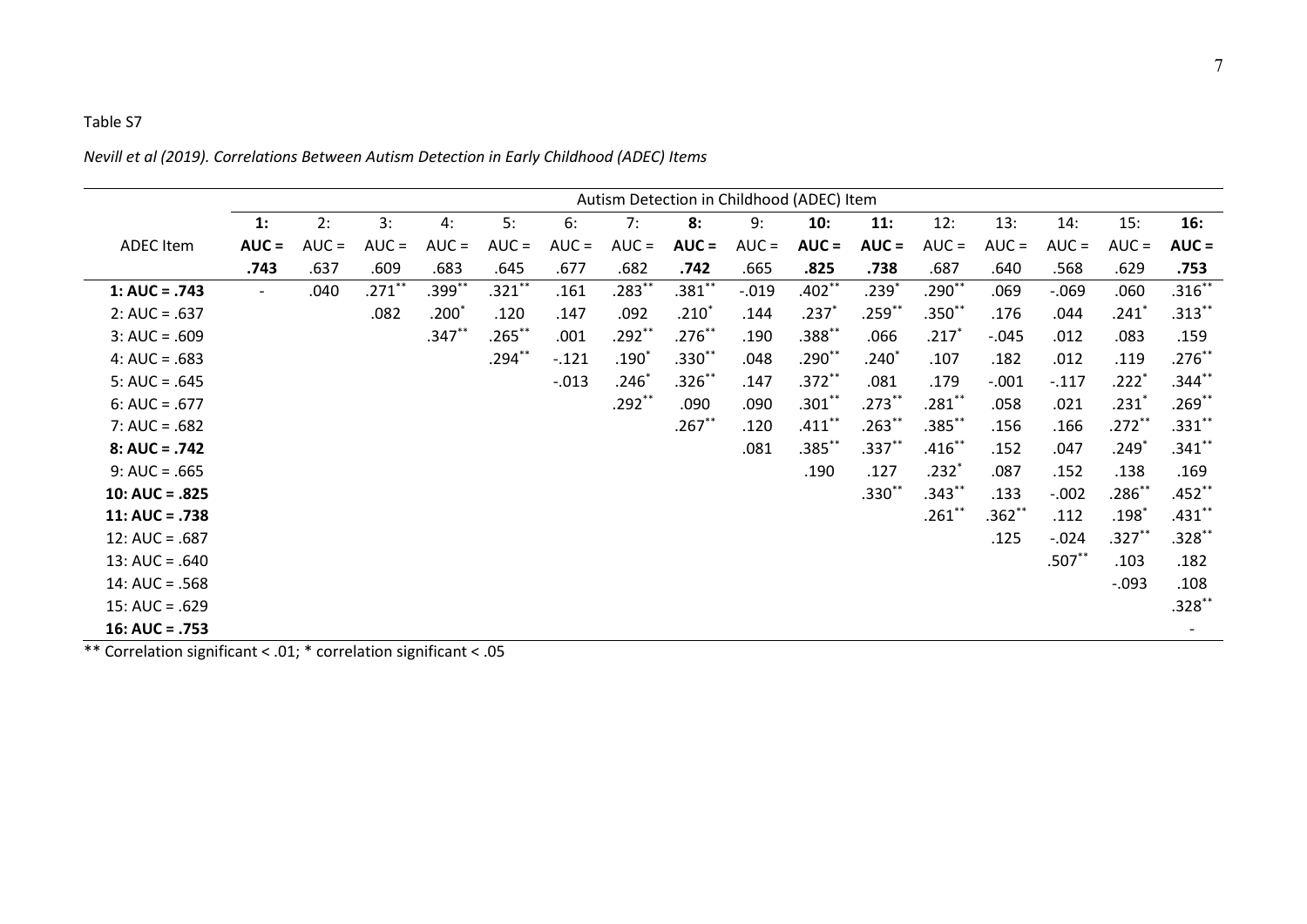Table S7

*Nevill et al (2019). Correlations Between Autism Detection in Early Childhood (ADEC) Items*

| | Autism Detection in Childhood (ADEC) Item | | | | | | | | | | | | | | | |
|---|---|---|---|---|---|---|---|---|---|---|---|---|---|---|---|---|
| ADEC Item | **1: AUC = .743** | 2: AUC = .637 | 3: AUC = .609 | 4: AUC = .683 | 5: AUC = .645 | 6: AUC = .677 | 7: AUC = .682 | **8: AUC = .742** | 9: AUC = .665 | **10: AUC = .825** | **11: AUC = .738** | 12: AUC = .687 | 13: AUC = .640 | 14: AUC = .568 | 15: AUC = .629 | **16: AUC = .753** |
| **1: AUC = .743** | - | .040 | .271** | .399** | .321** | .161 | .283** | .381** | -.019 | .402** | .239* | .290** | .069 | -.069 | .060 | .316** |
| 2: AUC = .637 | | | .082 | .200* | .120 | .147 | .092 | .210* | .144 | .237* | .259** | .350** | .176 | .044 | .241* | .313** |
| 3: AUC = .609 | | | | .347** | .265** | .001 | .292** | .276** | .190 | .388** | .066 | .217* | -.045 | .012 | .083 | .159 |
| 4: AUC = .683 | | | | | .294** | -.121 | .190* | .330** | .048 | .290** | .240* | .107 | .182 | .012 | .119 | .276** |
| 5: AUC = .645 | | | | | | -.013 | .246* | .326** | .147 | .372** | .081 | .179 | -.001 | -.117 | .222* | .344** |
| 6: AUC = .677 | | | | | | | .292** | .090 | .090 | .301** | .273** | .281** | .058 | .021 | .231* | .269** |
| 7: AUC = .682 | | | | | | | | .267** | .120 | .411** | .263** | .385** | .156 | .166 | .272** | .331** |
| **8: AUC = .742** | | | | | | | | | .081 | .385** | .337** | .416** | .152 | .047 | .249* | .341** |
| 9: AUC = .665 | | | | | | | | | | .190 | .127 | .232* | .087 | .152 | .138 | .169 |
| **10: AUC = .825** | | | | | | | | | | | .330** | .343** | .133 | -.002 | .286** | .452** |
| **11: AUC = .738** | | | | | | | | | | | | .261** | .362** | .112 | .198* | .431** |
| 12: AUC = .687 | | | | | | | | | | | | | .125 | -.024 | .327** | .328** |
| 13: AUC = .640 | | | | | | | | | | | | | | .507** | .103 | .182 |
| 14: AUC = .568 | | | | | | | | | | | | | | | -.093 | .108 |
| 15: AUC = .629 | | | | | | | | | | | | | | | | .328** |
| **16: AUC = .753** | | | | | | | | | | | | | | | | - |

** Correlation significant < .01; * correlation significant < .05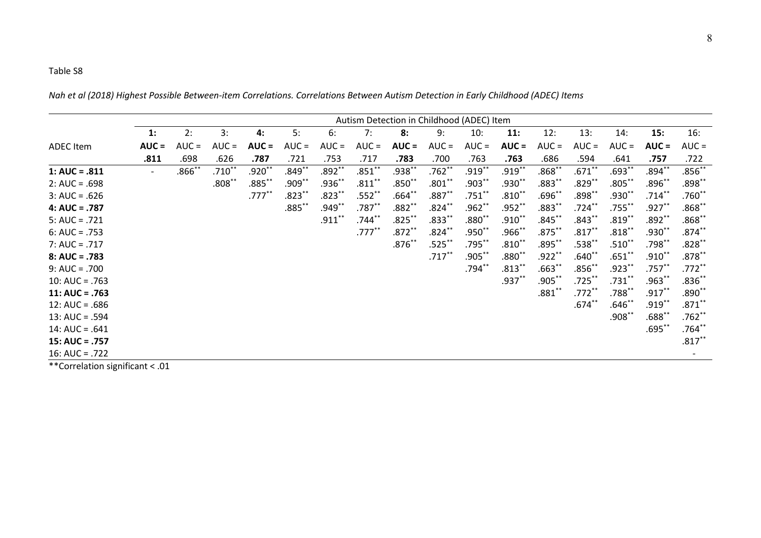Table S8

*Nah et al (2018) Highest Possible Between-item Correlations. Correlations Between Autism Detection in Early Childhood (ADEC) Items*

| ADEC Item | Autism Detection in Childhood (ADEC) Item | | | | | | | | | | | | | | | |
|---|---|---|---|---|---|---|---|---|---|---|---|---|---|---|---|---|
| | **1: AUC = .811** | 2: AUC = .698 | 3: AUC = .626 | **4: AUC = .787** | 5: AUC = .721 | 6: AUC = .753 | 7: AUC = .717 | **8: AUC = .783** | 9: AUC = .700 | 10: AUC = .763 | **11: AUC = .763** | 12: AUC = .686 | 13: AUC = .594 | 14: AUC = .641 | **15: AUC = .757** | 16: AUC = .722 |
| **1: AUC = .811** | - | .866** | .710** | .920** | .849** | .892** | .851** | .938** | .762** | .919** | .919** | .868** | .671** | .693** | .894** | .856** |
| 2: AUC = .698 | | | .808** | .885** | .909** | .936** | .811** | .850** | .801** | .903** | .930** | .883** | .829** | .805** | .896** | .898** |
| 3: AUC = .626 | | | | .777** | .823** | .823** | .552** | .664** | .887** | .751** | .810** | .696** | .898** | .930** | .714** | .760** |
| **4: AUC = .787** | | | | | .885** | .949** | .787** | .882** | .824** | .962** | .952** | .883** | .724** | .755** | .927** | .868** |
| 5: AUC = .721 | | | | | | .911** | .744** | .825** | .833** | .880** | .910** | .845** | .843** | .819** | .892** | .868** |
| 6: AUC = .753 | | | | | | | .777** | .872** | .824** | .950** | .966** | .875** | .817** | .818** | .930** | .874** |
| 7: AUC = .717 | | | | | | | | .876** | .525** | .795** | .810** | .895** | .538** | .510** | .798** | .828** |
| **8: AUC = .783** | | | | | | | | | .717** | .905** | .880** | .922** | .640** | .651** | .910** | .878** |
| 9: AUC = .700 | | | | | | | | | | .794** | .813** | .663** | .856** | .923** | .757** | .772** |
| 10: AUC = .763 | | | | | | | | | | | .937** | .905** | .725** | .731** | .963** | .836** |
| **11: AUC = .763** | | | | | | | | | | | | .881** | .772** | .788** | .917** | .890** |
| 12: AUC = .686 | | | | | | | | | | | | | .674** | .646** | .919** | .871** |
| 13: AUC = .594 | | | | | | | | | | | | | | .908** | .688** | .762** |
| 14: AUC = .641 | | | | | | | | | | | | | | | .695** | .764** |
| **15: AUC = .757** | | | | | | | | | | | | | | | | .817** |
| 16: AUC = .722 | | | | | | | | | | | | | | | | - |

**Correlation significant < .01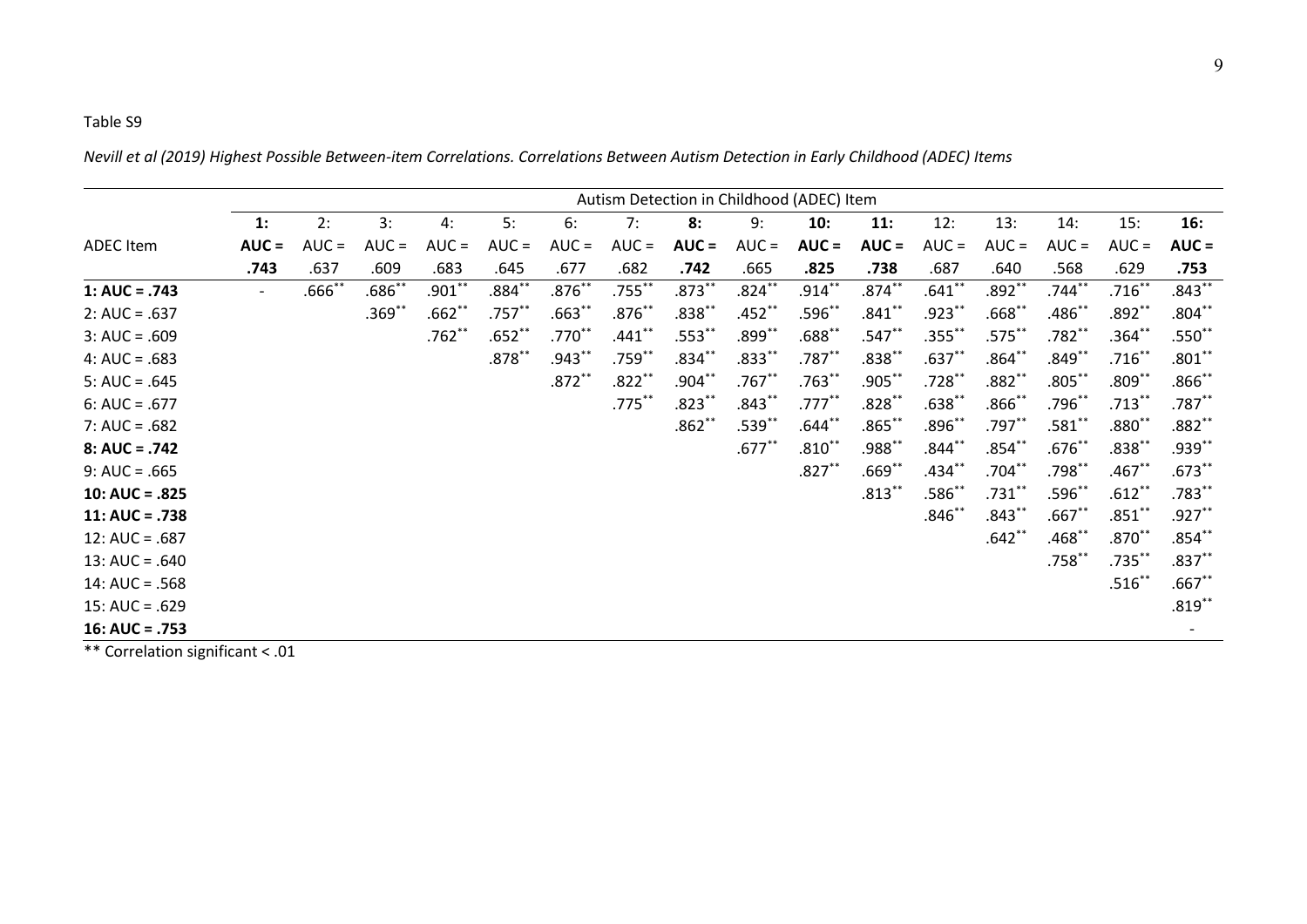Table S9

*Nevill et al (2019) Highest Possible Between-item Correlations. Correlations Between Autism Detection in Early Childhood (ADEC) Items*

| | Autism Detection in Childhood (ADEC) Item | | | | | | | | | | | | | | | |
|---|---|---|---|---|---|---|---|---|---|---|---|---|---|---|---|---|
| ADEC Item | **1: AUC = .743** | 2: AUC = .637 | 3: AUC = .609 | 4: AUC = .683 | 5: AUC = .645 | 6: AUC = .677 | 7: AUC = .682 | **8: AUC = .742** | 9: AUC = .665 | **10: AUC = .825** | **11: AUC = .738** | 12: AUC = .687 | 13: AUC = .640 | 14: AUC = .568 | 15: AUC = .629 | **16: AUC = .753** |
| **1: AUC = .743** | - | .666** | .686** | .901** | .884** | .876** | .755** | .873** | .824** | .914** | .874** | .641** | .892** | .744** | .716** | .843** |
| 2: AUC = .637 | | | .369** | .662** | .757** | .663** | .876** | .838** | .452** | .596** | .841** | .923** | .668** | .486** | .892** | .804** |
| 3: AUC = .609 | | | | .762** | .652** | .770** | .441** | .553** | .899** | .688** | .547** | .355** | .575** | .782** | .364** | .550** |
| 4: AUC = .683 | | | | | .878** | .943** | .759** | .834** | .833** | .787** | .838** | .637** | .864** | .849** | .716** | .801** |
| 5: AUC = .645 | | | | | | .872** | .822** | .904** | .767** | .763** | .905** | .728** | .882** | .805** | .809** | .866** |
| 6: AUC = .677 | | | | | | | .775** | .823** | .843** | .777** | .828** | .638** | .866** | .796** | .713** | .787** |
| 7: AUC = .682 | | | | | | | | .862** | .539** | .644** | .865** | .896** | .797** | .581** | .880** | .882** |
| **8: AUC = .742** | | | | | | | | | .677** | .810** | .988** | .844** | .854** | .676** | .838** | .939** |
| 9: AUC = .665 | | | | | | | | | | .827** | .669** | .434** | .704** | .798** | .467** | .673** |
| **10: AUC = .825** | | | | | | | | | | | .813** | .586** | .731** | .596** | .612** | .783** |
| **11: AUC = .738** | | | | | | | | | | | | .846** | .843** | .667** | .851** | .927** |
| 12: AUC = .687 | | | | | | | | | | | | | .642** | .468** | .870** | .854** |
| 13: AUC = .640 | | | | | | | | | | | | | | .758** | .735** | .837** |
| 14: AUC = .568 | | | | | | | | | | | | | | | .516** | .667** |
| 15: AUC = .629 | | | | | | | | | | | | | | | | .819** |
| **16: AUC = .753** | | | | | | | | | | | | | | | | - |

** Correlation significant < .01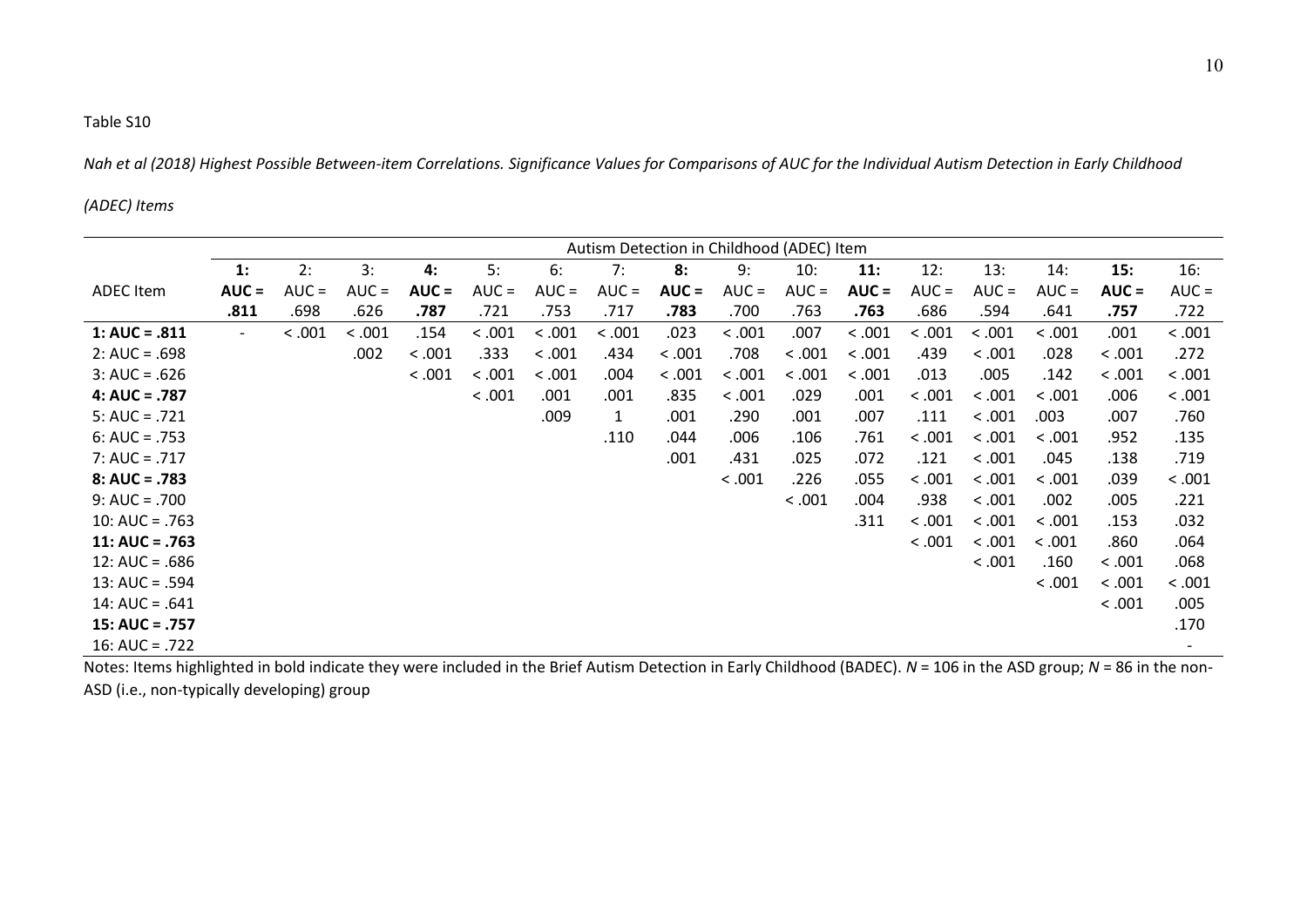Table S10

*Nah et al (2018) Highest Possible Between-item Correlations. Significance Values for Comparisons of AUC for the Individual Autism Detection in Early Childhood (ADEC) Items*

| | Autism Detection in Childhood (ADEC) Item | | | | | | | | | | | | | | | |
|---|---|---|---|---|---|---|---|---|---|---|---|---|---|---|---|---|
| ADEC Item | **1: AUC = .811** | 2: AUC = .698 | 3: AUC = .626 | **4: AUC = .787** | 5: AUC = .721 | 6: AUC = .753 | 7: AUC = .717 | **8: AUC = .783** | 9: AUC = .700 | 10: AUC = .763 | **11: AUC = .763** | 12: AUC = .686 | 13: AUC = .594 | 14: AUC = .641 | **15: AUC = .757** | 16: AUC = .722 |
| **1: AUC = .811** | - | < .001 | < .001 | .154 | < .001 | < .001 | < .001 | .023 | < .001 | .007 | < .001 | < .001 | < .001 | < .001 | .001 | < .001 |
| 2: AUC = .698 | | | .002 | < .001 | .333 | < .001 | .434 | < .001 | .708 | < .001 | < .001 | .439 | < .001 | .028 | < .001 | .272 |
| 3: AUC = .626 | | | | < .001 | < .001 | < .001 | .004 | < .001 | < .001 | < .001 | < .001 | .013 | .005 | .142 | < .001 | < .001 |
| **4: AUC = .787** | | | | | < .001 | .001 | .001 | .835 | < .001 | .029 | .001 | < .001 | < .001 | < .001 | .006 | < .001 |
| 5: AUC = .721 | | | | | | .009 | 1 | .001 | .290 | .001 | .007 | .111 | < .001 | .003 | .007 | .760 |
| 6: AUC = .753 | | | | | | | .110 | .044 | .006 | .106 | .761 | < .001 | < .001 | < .001 | .952 | .135 |
| 7: AUC = .717 | | | | | | | | .001 | .431 | .025 | .072 | .121 | < .001 | .045 | .138 | .719 |
| **8: AUC = .783** | | | | | | | | | < .001 | .226 | .055 | < .001 | < .001 | < .001 | .039 | < .001 |
| 9: AUC = .700 | | | | | | | | | | < .001 | .004 | .938 | < .001 | .002 | .005 | .221 |
| 10: AUC = .763 | | | | | | | | | | | .311 | < .001 | < .001 | < .001 | .153 | .032 |
| **11: AUC = .763** | | | | | | | | | | | | < .001 | < .001 | < .001 | .860 | .064 |
| 12: AUC = .686 | | | | | | | | | | | | | < .001 | .160 | < .001 | .068 |
| 13: AUC = .594 | | | | | | | | | | | | | | < .001 | < .001 | < .001 |
| 14: AUC = .641 | | | | | | | | | | | | | | | < .001 | .005 |
| **15: AUC = .757** | | | | | | | | | | | | | | | | .170 |
| 16: AUC = .722 | | | | | | | | | | | | | | | | - |

Notes: Items highlighted in bold indicate they were included in the Brief Autism Detection in Early Childhood (BADEC). *N* = 106 in the ASD group; *N* = 86 in the non-ASD (i.e., non-typically developing) group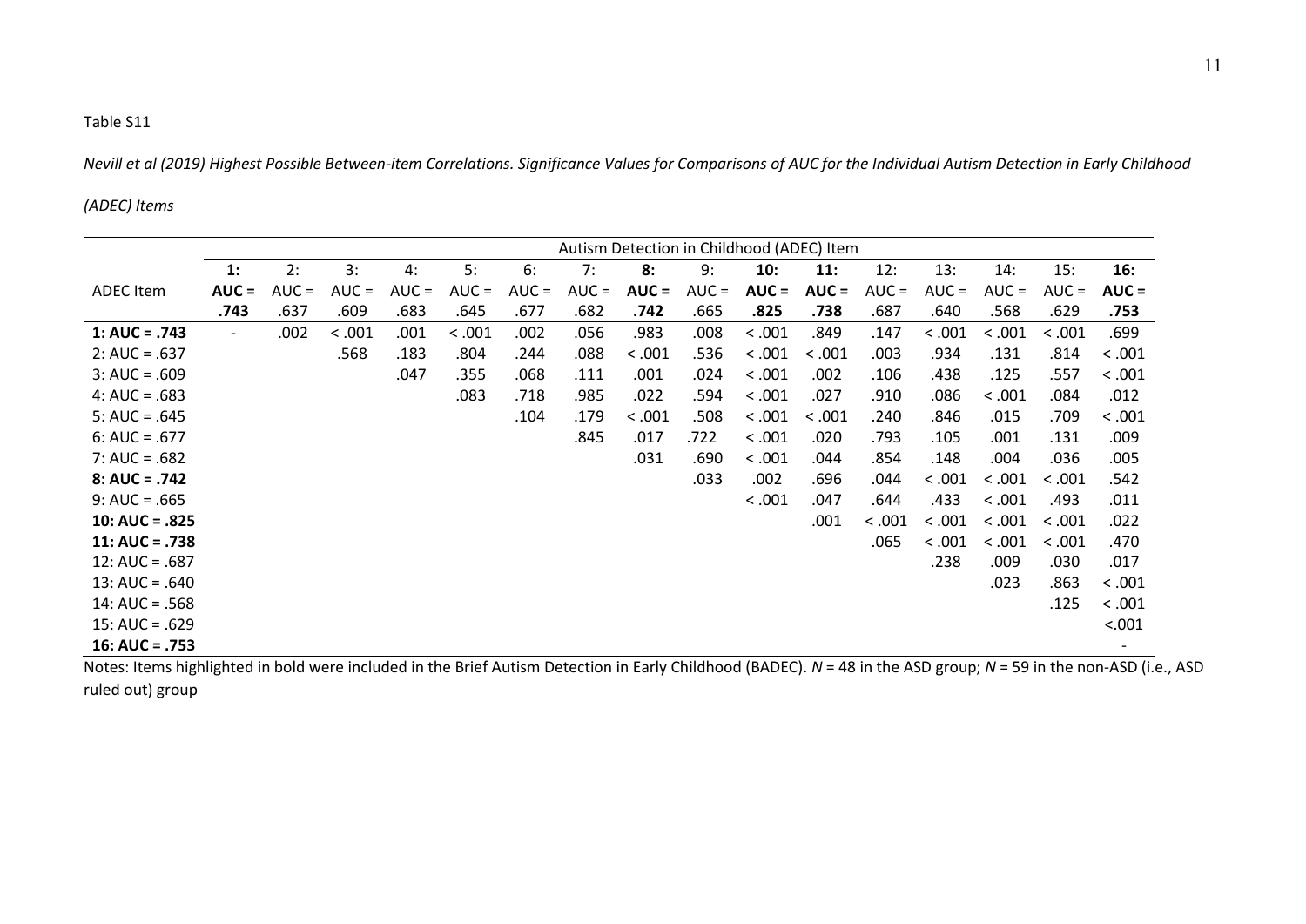Table S11

*Nevill et al (2019) Highest Possible Between-item Correlations. Significance Values for Comparisons of AUC for the Individual Autism Detection in Early Childhood (ADEC) Items*

| | Autism Detection in Childhood (ADEC) Item | | | | | | | | | | | | | | | |
|---|---|---|---|---|---|---|---|---|---|---|---|---|---|---|---|---|
| ADEC Item | **1: AUC = .743** | 2: AUC = .637 | 3: AUC = .609 | 4: AUC = .683 | 5: AUC = .645 | 6: AUC = .677 | 7: AUC = .682 | **8: AUC = .742** | 9: AUC = .665 | **10: AUC = .825** | **11: AUC = .738** | 12: AUC = .687 | 13: AUC = .640 | 14: AUC = .568 | 15: AUC = .629 | **16: AUC = .753** |
| **1: AUC = .743** | - | .002 | < .001 | .001 | < .001 | .002 | .056 | .983 | .008 | < .001 | .849 | .147 | < .001 | < .001 | < .001 | .699 |
| 2: AUC = .637 | | | .568 | .183 | .804 | .244 | .088 | < .001 | .536 | < .001 | < .001 | .003 | .934 | .131 | .814 | < .001 |
| 3: AUC = .609 | | | | .047 | .355 | .068 | .111 | .001 | .024 | < .001 | .002 | .106 | .438 | .125 | .557 | < .001 |
| 4: AUC = .683 | | | | | .083 | .718 | .985 | .022 | .594 | < .001 | .027 | .910 | .086 | < .001 | .084 | .012 |
| 5: AUC = .645 | | | | | | .104 | .179 | < .001 | .508 | < .001 | < .001 | .240 | .846 | .015 | .709 | < .001 |
| 6: AUC = .677 | | | | | | | .845 | .017 | .722 | < .001 | .020 | .793 | .105 | .001 | .131 | .009 |
| 7: AUC = .682 | | | | | | | | .031 | .690 | < .001 | .044 | .854 | .148 | .004 | .036 | .005 |
| **8: AUC = .742** | | | | | | | | | .033 | .002 | .696 | .044 | < .001 | < .001 | < .001 | .542 |
| 9: AUC = .665 | | | | | | | | | | < .001 | .047 | .644 | .433 | < .001 | .493 | .011 |
| **10: AUC = .825** | | | | | | | | | | | .001 | < .001 | < .001 | < .001 | < .001 | .022 |
| **11: AUC = .738** | | | | | | | | | | | | .065 | < .001 | < .001 | < .001 | .470 |
| 12: AUC = .687 | | | | | | | | | | | | | .238 | .009 | .030 | .017 |
| 13: AUC = .640 | | | | | | | | | | | | | | .023 | .863 | < .001 |
| 14: AUC = .568 | | | | | | | | | | | | | | | .125 | < .001 |
| 15: AUC = .629 | | | | | | | | | | | | | | | | <.001 |
| **16: AUC = .753** | | | | | | | | | | | | | | | | - |

Notes: Items highlighted in bold were included in the Brief Autism Detection in Early Childhood (BADEC). *N* = 48 in the ASD group; *N* = 59 in the non-ASD (i.e., ASD ruled out) group